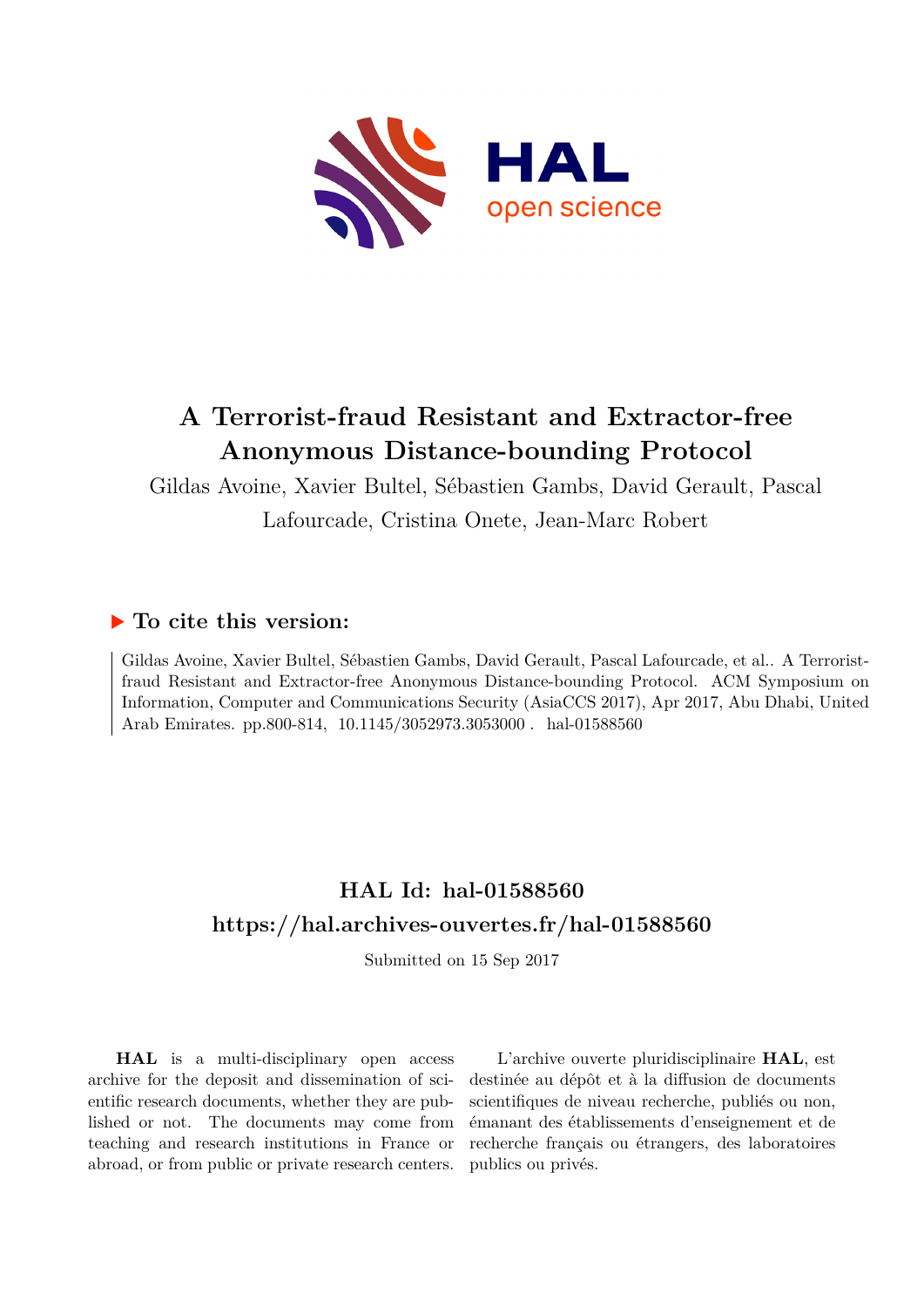# A Terrorist-fraud Resistant and Extractor-free Anonymous Distance-bounding Protocol

Gildas Avoine, Xavier Bultel, Sébastien Gambs, David Gerault, Pascal Lafourcade, Cristina Onete, Jean-Marc Robert

## ▶ To cite this version:

Gildas Avoine, Xavier Bultel, Sébastien Gambs, David Gerault, Pascal Lafourcade, et al.. A Terrorist-fraud Resistant and Extractor-free Anonymous Distance-bounding Protocol. ACM Symposium on Information, Computer and Communications Security (AsiaCCS 2017), Apr 2017, Abu Dhabi, United Arab Emirates. pp.800-814, 10.1145/3052973.3053000 . hal-01588560

## HAL Id: hal-01588560
## https://hal.archives-ouvertes.fr/hal-01588560

Submitted on 15 Sep 2017

**HAL** is a multi-disciplinary open access archive for the deposit and dissemination of scientific research documents, whether they are published or not. The documents may come from teaching and research institutions in France or abroad, or from public or private research centers.

L'archive ouverte pluridisciplinaire **HAL**, est destinée au dépôt et à la diffusion de documents scientifiques de niveau recherche, publiés ou non, émanant des établissements d'enseignement et de recherche français ou étrangers, des laboratoires publics ou privés.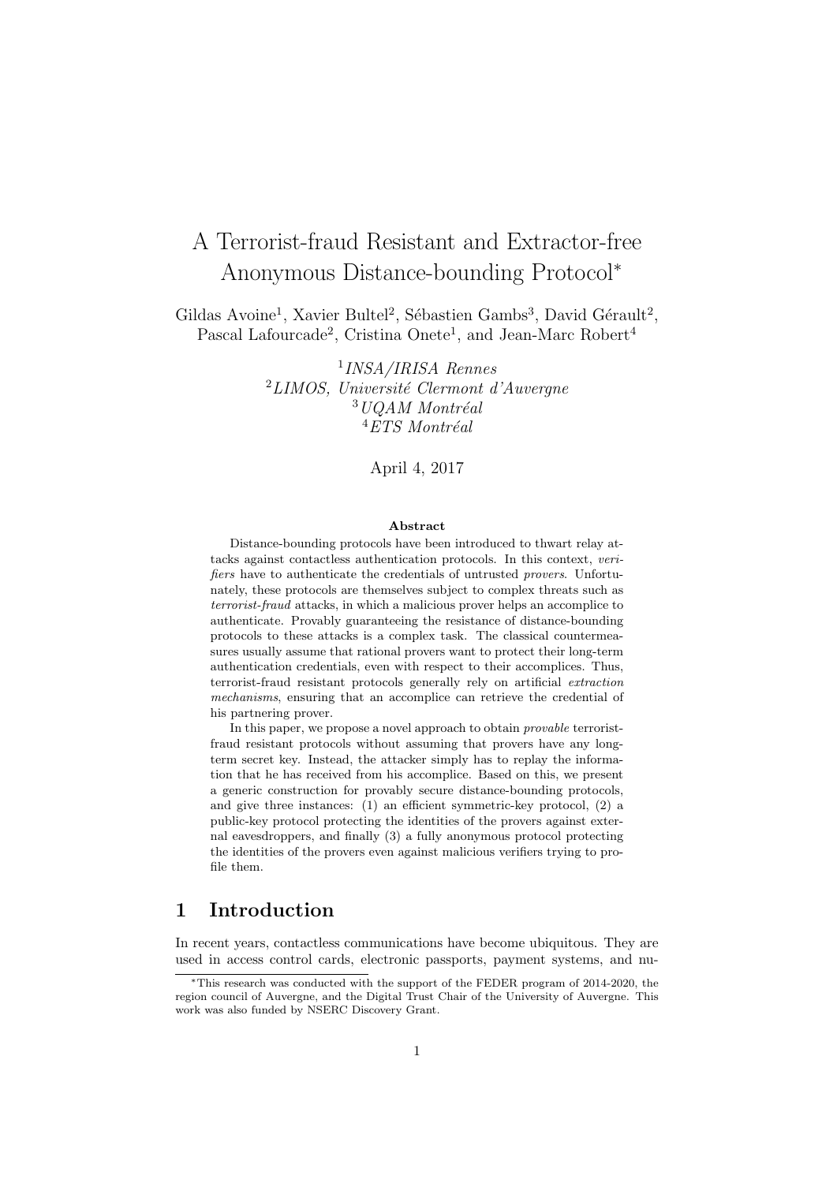# A Terrorist-fraud Resistant and Extractor-free Anonymous Distance-bounding Protocol*

Gildas Avoine[1], Xavier Bultel[2], Sébastien Gambs[3], David Gérault[2], Pascal Lafourcade[2], Cristina Onete[1], and Jean-Marc Robert[4]

[1] *INSA/IRISA Rennes*
[2] *LIMOS, Université Clermont d'Auvergne*
[3] *UQAM Montréal*
[4] *ETS Montréal*

April 4, 2017

### Abstract

Distance-bounding protocols have been introduced to thwart relay attacks against contactless authentication protocols. In this context, *verifiers* have to authenticate the credentials of untrusted *provers*. Unfortunately, these protocols are themselves subject to complex threats such as *terrorist-fraud* attacks, in which a malicious prover helps an accomplice to authenticate. Provably guaranteeing the resistance of distance-bounding protocols to these attacks is a complex task. The classical countermeasures usually assume that rational provers want to protect their long-term authentication credentials, even with respect to their accomplices. Thus, terrorist-fraud resistant protocols generally rely on artificial *extraction mechanisms*, ensuring that an accomplice can retrieve the credential of his partnering prover.

In this paper, we propose a novel approach to obtain *provable* terrorist-fraud resistant protocols without assuming that provers have any long-term secret key. Instead, the attacker simply has to replay the information that he has received from his accomplice. Based on this, we present a generic construction for provably secure distance-bounding protocols, and give three instances: (1) an efficient symmetric-key protocol, (2) a public-key protocol protecting the identities of the provers against external eavesdroppers, and finally (3) a fully anonymous protocol protecting the identities of the provers even against malicious verifiers trying to profile them.

## 1 Introduction

In recent years, contactless communications have become ubiquitous. They are used in access control cards, electronic passports, payment systems, and nu-

*This research was conducted with the support of the FEDER program of 2014-2020, the region council of Auvergne, and the Digital Trust Chair of the University of Auvergne. This work was also funded by NSERC Discovery Grant.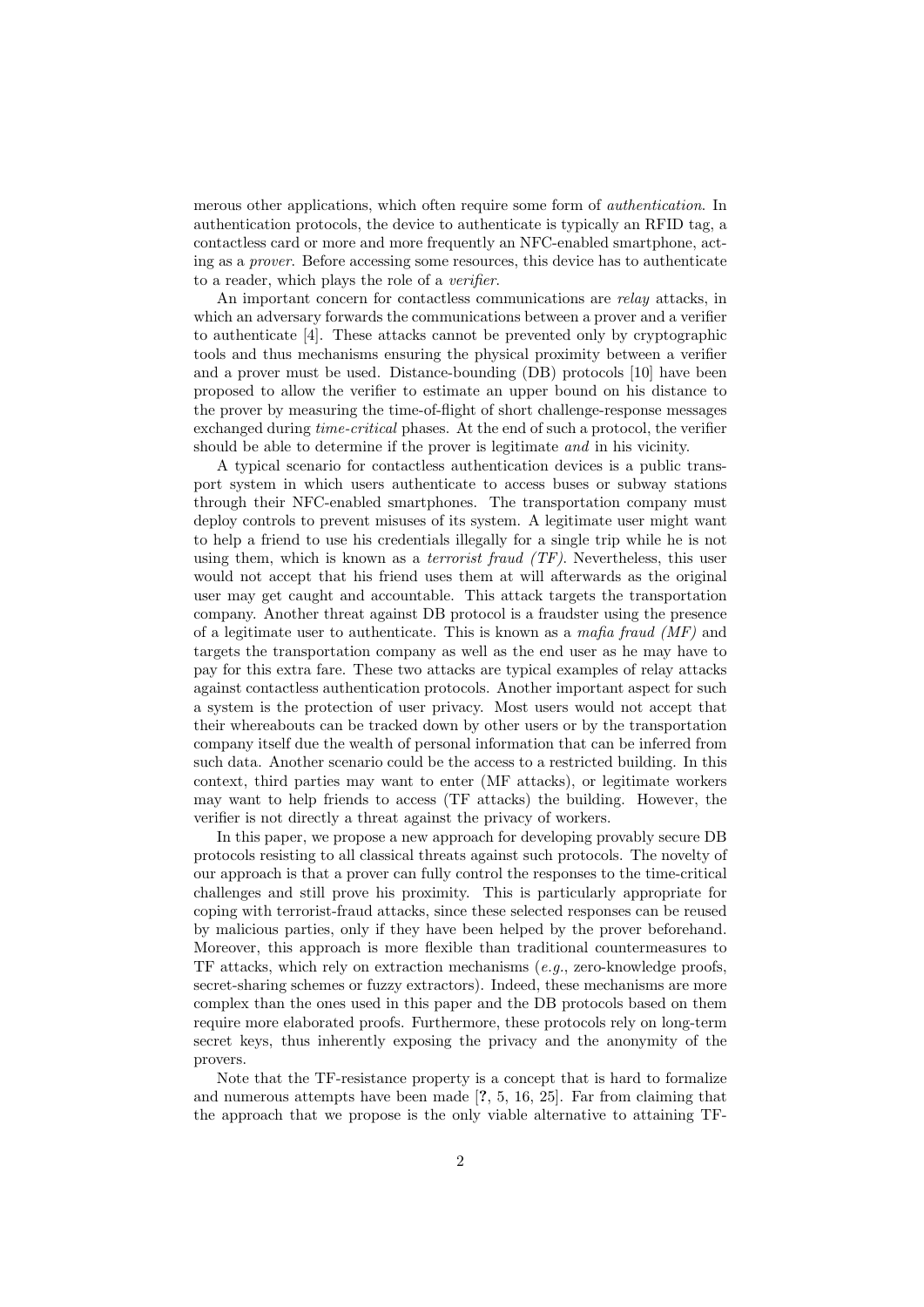merous other applications, which often require some form of *authentication*. In authentication protocols, the device to authenticate is typically an RFID tag, a contactless card or more and more frequently an NFC-enabled smartphone, acting as a *prover*. Before accessing some resources, this device has to authenticate to a reader, which plays the role of a *verifier*.

An important concern for contactless communications are *relay* attacks, in which an adversary forwards the communications between a prover and a verifier to authenticate [4]. These attacks cannot be prevented only by cryptographic tools and thus mechanisms ensuring the physical proximity between a verifier and a prover must be used. Distance-bounding (DB) protocols [10] have been proposed to allow the verifier to estimate an upper bound on his distance to the prover by measuring the time-of-flight of short challenge-response messages exchanged during *time-critical* phases. At the end of such a protocol, the verifier should be able to determine if the prover is legitimate *and* in his vicinity.

A typical scenario for contactless authentication devices is a public transport system in which users authenticate to access buses or subway stations through their NFC-enabled smartphones. The transportation company must deploy controls to prevent misuses of its system. A legitimate user might want to help a friend to use his credentials illegally for a single trip while he is not using them, which is known as a *terrorist fraud (TF)*. Nevertheless, this user would not accept that his friend uses them at will afterwards as the original user may get caught and accountable. This attack targets the transportation company. Another threat against DB protocol is a fraudster using the presence of a legitimate user to authenticate. This is known as a *mafia fraud (MF)* and targets the transportation company as well as the end user as he may have to pay for this extra fare. These two attacks are typical examples of relay attacks against contactless authentication protocols. Another important aspect for such a system is the protection of user privacy. Most users would not accept that their whereabouts can be tracked down by other users or by the transportation company itself due the wealth of personal information that can be inferred from such data. Another scenario could be the access to a restricted building. In this context, third parties may want to enter (MF attacks), or legitimate workers may want to help friends to access (TF attacks) the building. However, the verifier is not directly a threat against the privacy of workers.

In this paper, we propose a new approach for developing provably secure DB protocols resisting to all classical threats against such protocols. The novelty of our approach is that a prover can fully control the responses to the time-critical challenges and still prove his proximity. This is particularly appropriate for coping with terrorist-fraud attacks, since these selected responses can be reused by malicious parties, only if they have been helped by the prover beforehand. Moreover, this approach is more flexible than traditional countermeasures to TF attacks, which rely on extraction mechanisms (*e.g.*, zero-knowledge proofs, secret-sharing schemes or fuzzy extractors). Indeed, these mechanisms are more complex than the ones used in this paper and the DB protocols based on them require more elaborated proofs. Furthermore, these protocols rely on long-term secret keys, thus inherently exposing the privacy and the anonymity of the provers.

Note that the TF-resistance property is a concept that is hard to formalize and numerous attempts have been made [**?**, 5, 16, 25]. Far from claiming that the approach that we propose is the only viable alternative to attaining TF-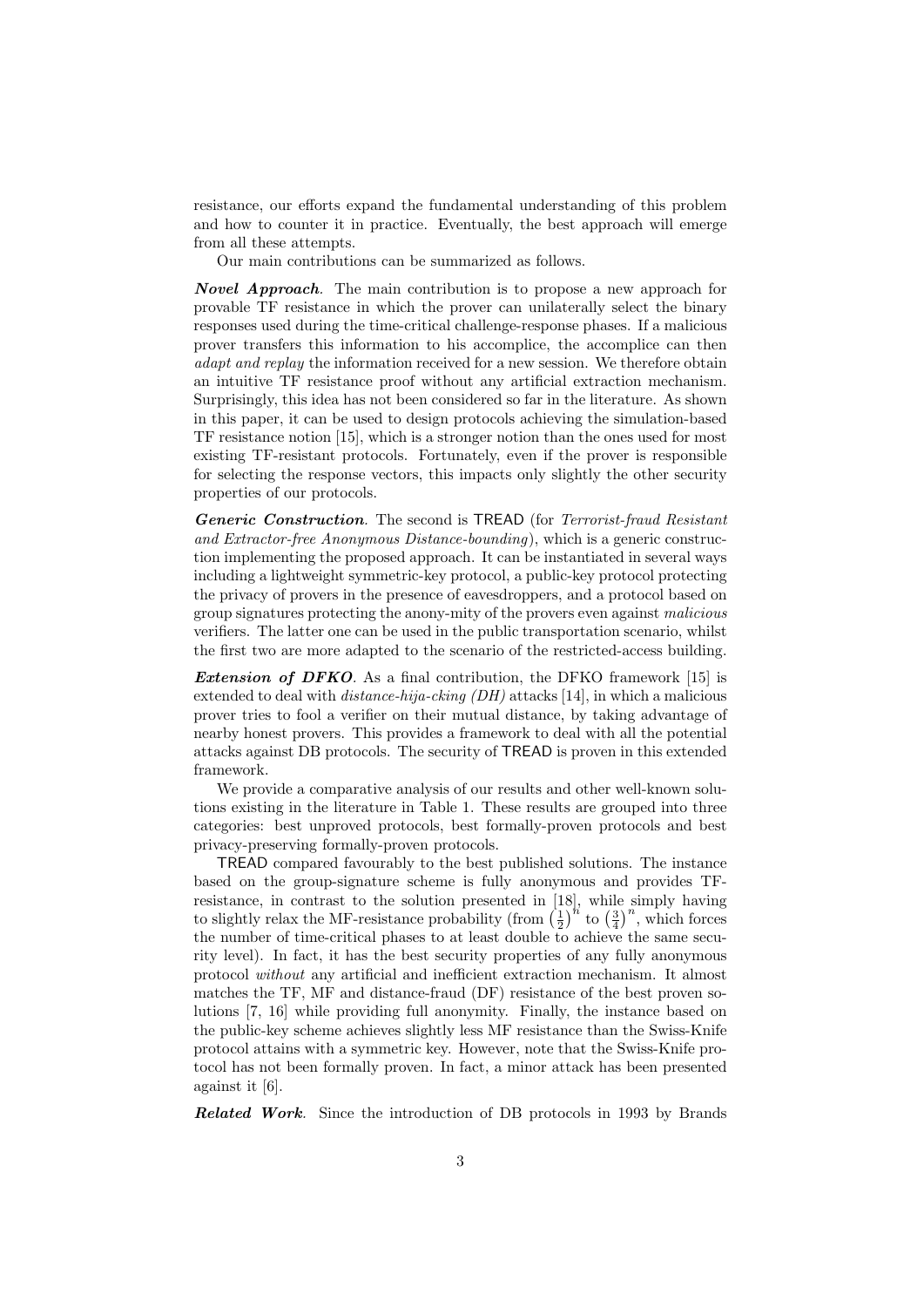resistance, our efforts expand the fundamental understanding of this problem and how to counter it in practice. Eventually, the best approach will emerge from all these attempts.

Our main contributions can be summarized as follows.

***Novel Approach.*** The main contribution is to propose a new approach for provable TF resistance in which the prover can unilaterally select the binary responses used during the time-critical challenge-response phases. If a malicious prover transfers this information to his accomplice, the accomplice can then *adapt and replay* the information received for a new session. We therefore obtain an intuitive TF resistance proof without any artificial extraction mechanism. Surprisingly, this idea has not been considered so far in the literature. As shown in this paper, it can be used to design protocols achieving the simulation-based TF resistance notion [15], which is a stronger notion than the ones used for most existing TF-resistant protocols. Fortunately, even if the prover is responsible for selecting the response vectors, this impacts only slightly the other security properties of our protocols.

***Generic Construction.*** The second is TREAD (for *Terrorist-fraud Resistant and Extractor-free Anonymous Distance-bounding*), which is a generic construction implementing the proposed approach. It can be instantiated in several ways including a lightweight symmetric-key protocol, a public-key protocol protecting the privacy of provers in the presence of eavesdroppers, and a protocol based on group signatures protecting the anony-mity of the provers even against *malicious* verifiers. The latter one can be used in the public transportation scenario, whilst the first two are more adapted to the scenario of the restricted-access building.

***Extension of DFKO.*** As a final contribution, the DFKO framework [15] is extended to deal with *distance-hija-cking (DH)* attacks [14], in which a malicious prover tries to fool a verifier on their mutual distance, by taking advantage of nearby honest provers. This provides a framework to deal with all the potential attacks against DB protocols. The security of TREAD is proven in this extended framework.

We provide a comparative analysis of our results and other well-known solutions existing in the literature in Table 1. These results are grouped into three categories: best unproved protocols, best formally-proven protocols and best privacy-preserving formally-proven protocols.

TREAD compared favourably to the best published solutions. The instance based on the group-signature scheme is fully anonymous and provides TF-resistance, in contrast to the solution presented in [18], while simply having to slightly relax the MF-resistance probability (from $\left(\frac{1}{2}\right)^n$ to $\left(\frac{3}{4}\right)^n$, which forces the number of time-critical phases to at least double to achieve the same security level). In fact, it has the best security properties of any fully anonymous protocol *without* any artificial and inefficient extraction mechanism. It almost matches the TF, MF and distance-fraud (DF) resistance of the best proven solutions [7, 16] while providing full anonymity. Finally, the instance based on the public-key scheme achieves slightly less MF resistance than the Swiss-Knife protocol attains with a symmetric key. However, note that the Swiss-Knife protocol has not been formally proven. In fact, a minor attack has been presented against it [6].

***Related Work.*** Since the introduction of DB protocols in 1993 by Brands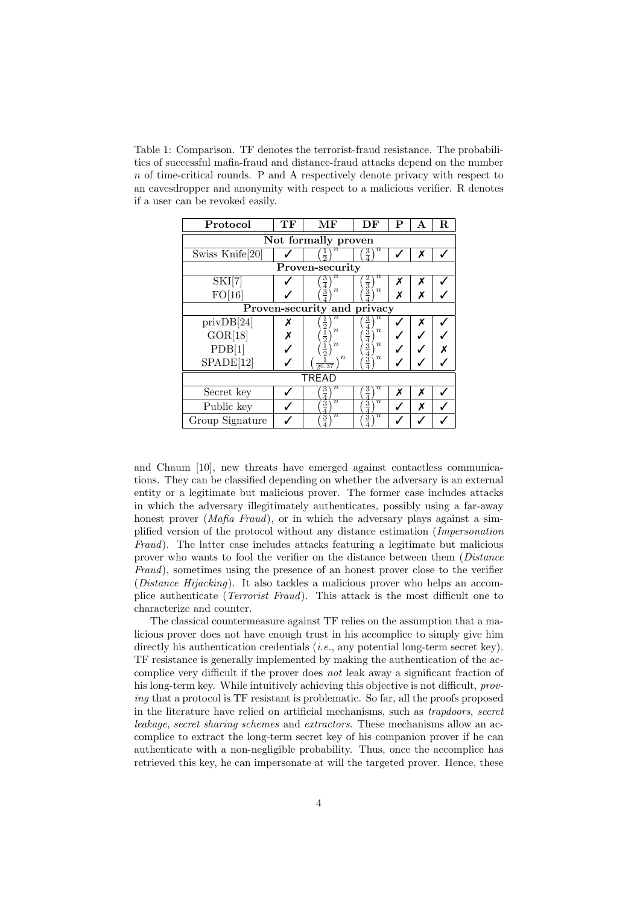Table 1: Comparison. TF denotes the terrorist-fraud resistance. The probabilities of successful mafia-fraud and distance-fraud attacks depend on the number $n$ of time-critical rounds. P and A respectively denote privacy with respect to an eavesdropper and anonymity with respect to a malicious verifier. R denotes if a user can be revoked easily.

| Protocol | TF | MF | DF | P | A | R |
|---|---|---|---|---|---|---|
| **Not formally proven** | | | | | | |
| Swiss Knife[20] | ✓ | $\left(\frac{1}{2}\right)^n$ | $\left(\frac{3}{4}\right)^n$ | ✓ | ✗ | ✓ |
| **Proven-security** | | | | | | |
| SKI[7] | ✓ | $\left(\frac{3}{4}\right)^n$ | $\left(\frac{2}{3}\right)^n$ | ✗ | ✗ | ✓ |
| FO[16] | ✓ | $\left(\frac{3}{4}\right)^n$ | $\left(\frac{3}{4}\right)^n$ | ✗ | ✗ | ✓ |
| **Proven-security and privacy** | | | | | | |
| privDB[24] | ✗ | $\left(\frac{1}{2}\right)^n$ | $\left(\frac{3}{4}\right)^n$ | ✓ | ✗ | ✓ |
| GOR[18] | ✗ | $\left(\frac{1}{2}\right)^n$ | $\left(\frac{3}{4}\right)^n$ | ✓ | ✓ | ✓ |
| PDB[1] | ✓ | $\left(\frac{1}{2}\right)^n$ | $\left(\frac{3}{4}\right)^n$ | ✓ | ✓ | ✗ |
| SPADE[12] | ✓ | $\left(\frac{1}{2^{0.37}}\right)^n$ | $\left(\frac{3}{4}\right)^n$ | ✓ | ✓ | ✓ |
| **TREAD** | | | | | | |
| Secret key | ✓ | $\left(\frac{3}{4}\right)^n$ | $\left(\frac{3}{4}\right)^n$ | ✗ | ✗ | ✓ |
| Public key | ✓ | $\left(\frac{3}{4}\right)^n$ | $\left(\frac{3}{4}\right)^n$ | ✓ | ✗ | ✓ |
| Group Signature | ✓ | $\left(\frac{3}{4}\right)^n$ | $\left(\frac{3}{4}\right)^n$ | ✓ | ✓ | ✓ |

and Chaum [10], new threats have emerged against contactless communications. They can be classified depending on whether the adversary is an external entity or a legitimate but malicious prover. The former case includes attacks in which the adversary illegitimately authenticates, possibly using a far-away honest prover (*Mafia Fraud*), or in which the adversary plays against a simplified version of the protocol without any distance estimation (*Impersonation Fraud*). The latter case includes attacks featuring a legitimate but malicious prover who wants to fool the verifier on the distance between them (*Distance Fraud*), sometimes using the presence of an honest prover close to the verifier (*Distance Hijacking*). It also tackles a malicious prover who helps an accomplice authenticate (*Terrorist Fraud*). This attack is the most difficult one to characterize and counter.

The classical countermeasure against TF relies on the assumption that a malicious prover does not have enough trust in his accomplice to simply give him directly his authentication credentials (*i.e.*, any potential long-term secret key). TF resistance is generally implemented by making the authentication of the accomplice very difficult if the prover does *not* leak away a significant fraction of his long-term key. While intuitively achieving this objective is not difficult, *proving* that a protocol is TF resistant is problematic. So far, all the proofs proposed in the literature have relied on artificial mechanisms, such as *trapdoors*, *secret leakage*, *secret sharing schemes* and *extractors*. These mechanisms allow an accomplice to extract the long-term secret key of his companion prover if he can authenticate with a non-negligible probability. Thus, once the accomplice has retrieved this key, he can impersonate at will the targeted prover. Hence, these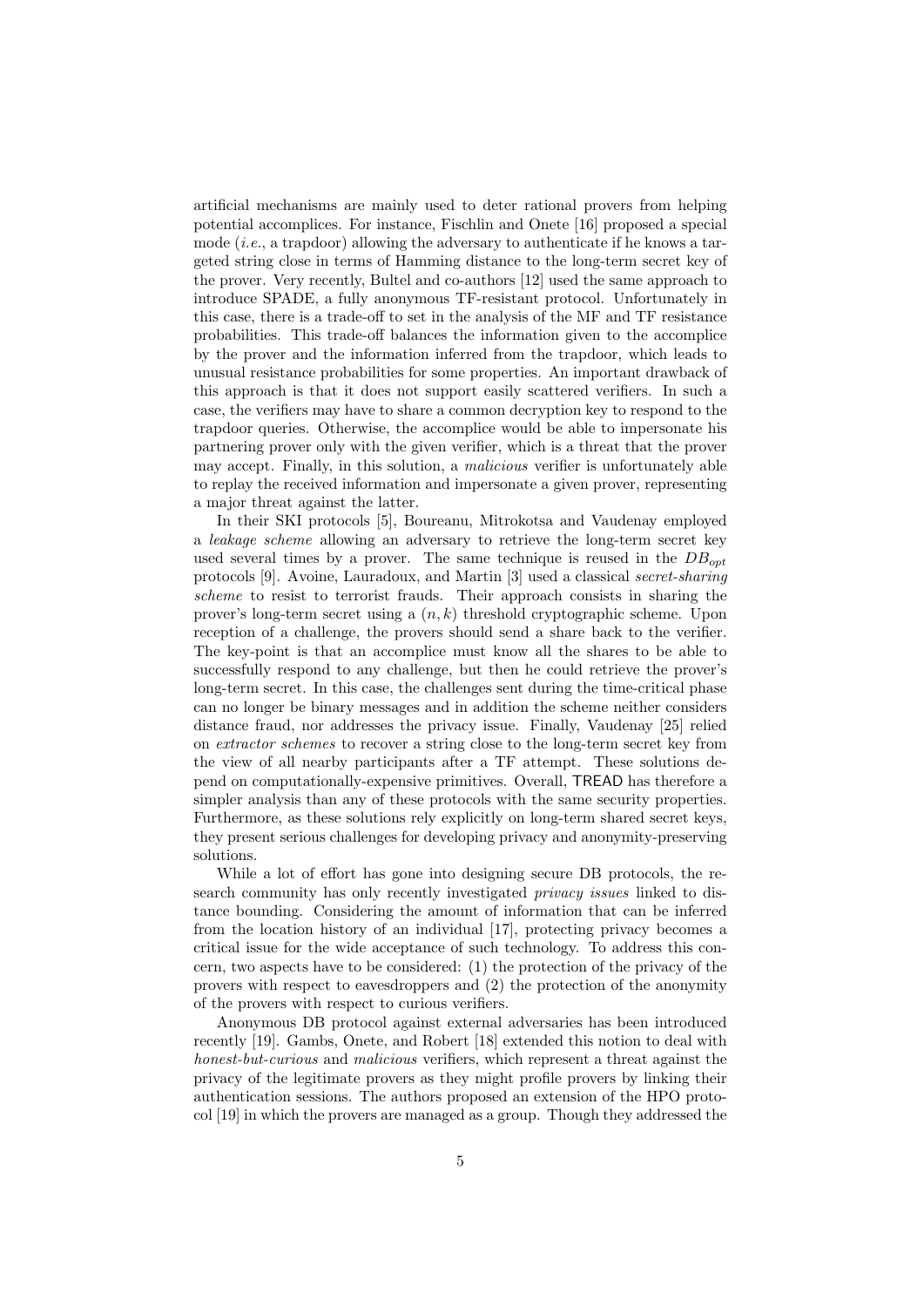artificial mechanisms are mainly used to deter rational provers from helping potential accomplices. For instance, Fischlin and Onete [16] proposed a special mode (*i.e.*, a trapdoor) allowing the adversary to authenticate if he knows a targeted string close in terms of Hamming distance to the long-term secret key of the prover. Very recently, Bultel and co-authors [12] used the same approach to introduce SPADE, a fully anonymous TF-resistant protocol. Unfortunately in this case, there is a trade-off to set in the analysis of the MF and TF resistance probabilities. This trade-off balances the information given to the accomplice by the prover and the information inferred from the trapdoor, which leads to unusual resistance probabilities for some properties. An important drawback of this approach is that it does not support easily scattered verifiers. In such a case, the verifiers may have to share a common decryption key to respond to the trapdoor queries. Otherwise, the accomplice would be able to impersonate his partnering prover only with the given verifier, which is a threat that the prover may accept. Finally, in this solution, a *malicious* verifier is unfortunately able to replay the received information and impersonate a given prover, representing a major threat against the latter.

In their SKI protocols [5], Boureanu, Mitrokotsa and Vaudenay employed a *leakage scheme* allowing an adversary to retrieve the long-term secret key used several times by a prover. The same technique is reused in the $DB_{opt}$ protocols [9]. Avoine, Lauradoux, and Martin [3] used a classical *secret-sharing scheme* to resist to terrorist frauds. Their approach consists in sharing the prover's long-term secret using a $(n, k)$ threshold cryptographic scheme. Upon reception of a challenge, the provers should send a share back to the verifier. The key-point is that an accomplice must know all the shares to be able to successfully respond to any challenge, but then he could retrieve the prover's long-term secret. In this case, the challenges sent during the time-critical phase can no longer be binary messages and in addition the scheme neither considers distance fraud, nor addresses the privacy issue. Finally, Vaudenay [25] relied on *extractor schemes* to recover a string close to the long-term secret key from the view of all nearby participants after a TF attempt. These solutions depend on computationally-expensive primitives. Overall, TREAD has therefore a simpler analysis than any of these protocols with the same security properties. Furthermore, as these solutions rely explicitly on long-term shared secret keys, they present serious challenges for developing privacy and anonymity-preserving solutions.

While a lot of effort has gone into designing secure DB protocols, the research community has only recently investigated *privacy issues* linked to distance bounding. Considering the amount of information that can be inferred from the location history of an individual [17], protecting privacy becomes a critical issue for the wide acceptance of such technology. To address this concern, two aspects have to be considered: (1) the protection of the privacy of the provers with respect to eavesdroppers and (2) the protection of the anonymity of the provers with respect to curious verifiers.

Anonymous DB protocol against external adversaries has been introduced recently [19]. Gambs, Onete, and Robert [18] extended this notion to deal with *honest-but-curious* and *malicious* verifiers, which represent a threat against the privacy of the legitimate provers as they might profile provers by linking their authentication sessions. The authors proposed an extension of the HPO protocol [19] in which the provers are managed as a group. Though they addressed the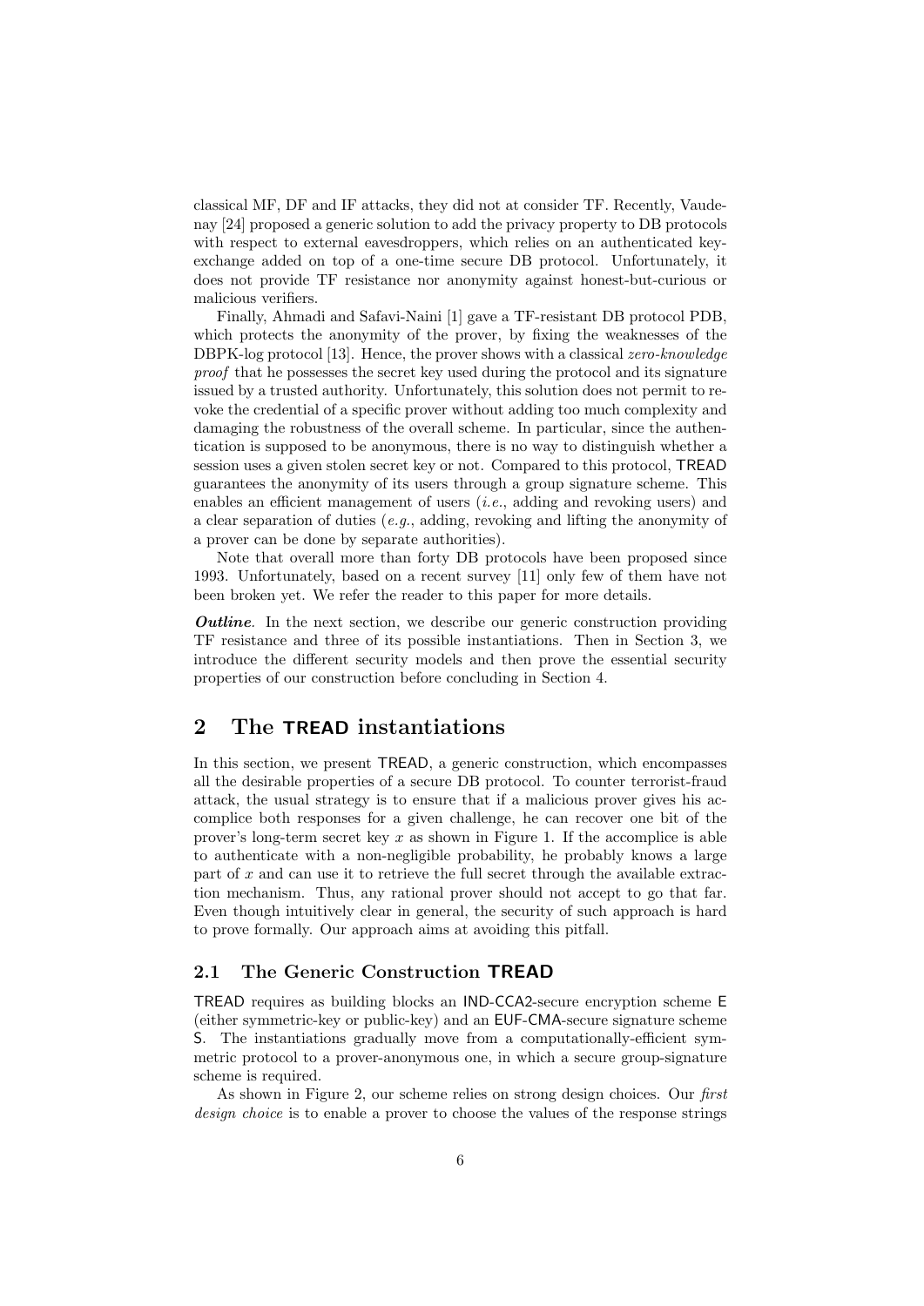classical MF, DF and IF attacks, they did not at consider TF. Recently, Vaudenay [24] proposed a generic solution to add the privacy property to DB protocols with respect to external eavesdroppers, which relies on an authenticated key-exchange added on top of a one-time secure DB protocol. Unfortunately, it does not provide TF resistance nor anonymity against honest-but-curious or malicious verifiers.

Finally, Ahmadi and Safavi-Naini [1] gave a TF-resistant DB protocol PDB, which protects the anonymity of the prover, by fixing the weaknesses of the DBPK-log protocol [13]. Hence, the prover shows with a classical *zero-knowledge proof* that he possesses the secret key used during the protocol and its signature issued by a trusted authority. Unfortunately, this solution does not permit to revoke the credential of a specific prover without adding too much complexity and damaging the robustness of the overall scheme. In particular, since the authentication is supposed to be anonymous, there is no way to distinguish whether a session uses a given stolen secret key or not. Compared to this protocol, TREAD guarantees the anonymity of its users through a group signature scheme. This enables an efficient management of users (*i.e.*, adding and revoking users) and a clear separation of duties (*e.g.*, adding, revoking and lifting the anonymity of a prover can be done by separate authorities).

Note that overall more than forty DB protocols have been proposed since 1993. Unfortunately, based on a recent survey [11] only few of them have not been broken yet. We refer the reader to this paper for more details.

***Outline.*** In the next section, we describe our generic construction providing TF resistance and three of its possible instantiations. Then in Section 3, we introduce the different security models and then prove the essential security properties of our construction before concluding in Section 4.

## 2 The TREAD instantiations

In this section, we present TREAD, a generic construction, which encompasses all the desirable properties of a secure DB protocol. To counter terrorist-fraud attack, the usual strategy is to ensure that if a malicious prover gives his accomplice both responses for a given challenge, he can recover one bit of the prover's long-term secret key $x$ as shown in Figure 1. If the accomplice is able to authenticate with a non-negligible probability, he probably knows a large part of $x$ and can use it to retrieve the full secret through the available extraction mechanism. Thus, any rational prover should not accept to go that far. Even though intuitively clear in general, the security of such approach is hard to prove formally. Our approach aims at avoiding this pitfall.

### 2.1 The Generic Construction TREAD

TREAD requires as building blocks an IND-CCA2-secure encryption scheme E (either symmetric-key or public-key) and an EUF-CMA-secure signature scheme S. The instantiations gradually move from a computationally-efficient symmetric protocol to a prover-anonymous one, in which a secure group-signature scheme is required.

As shown in Figure 2, our scheme relies on strong design choices. Our *first design choice* is to enable a prover to choose the values of the response strings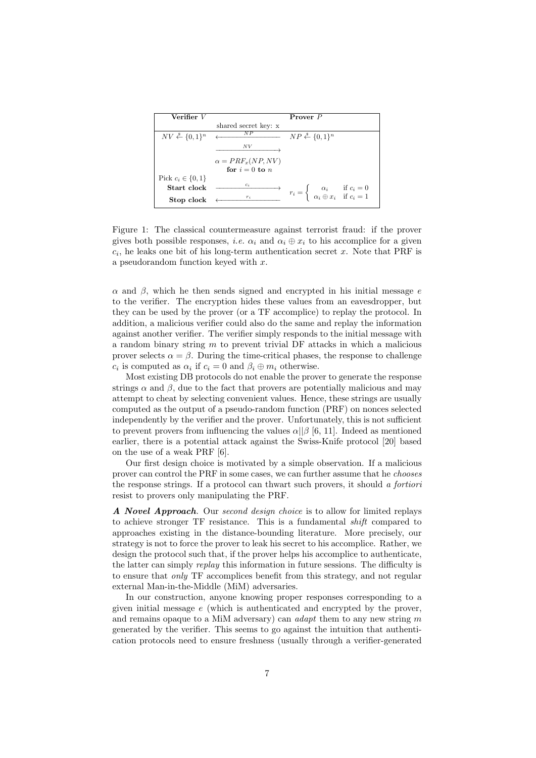| Verifier $V$ | | Prover $P$ |
|---|---|---|
| | shared secret key: x | |
| $NV \xleftarrow{\$} \{0,1\}^n$ | $\xleftarrow{\quad NP \quad}$ | $NP \xleftarrow{\$} \{0,1\}^n$ |
| | $\xrightarrow{\quad NV \quad}$ | |
| | $\alpha = PRF_x(NP, NV)$ | |
| | **for** $i = 0$ **to** $n$ | |
| Pick $c_i \in \{0,1\}$ | | |
| **Start clock** | $\xrightarrow{\quad c_i \quad}$ | $r_i = \begin{cases} \alpha_i & \text{if } c_i = 0 \\ \alpha_i \oplus x_i & \text{if } c_i = 1 \end{cases}$ |
| **Stop clock** | $\xleftarrow{\quad r_i \quad}$ | |

Figure 1: The classical countermeasure against terrorist fraud: if the prover gives both possible responses, *i.e.* $\alpha_i$ and $\alpha_i \oplus x_i$ to his accomplice for a given $c_i$, he leaks one bit of his long-term authentication secret $x$. Note that PRF is a pseudorandom function keyed with $x$.

$\alpha$ and $\beta$, which he then sends signed and encrypted in his initial message $e$ to the verifier. The encryption hides these values from an eavesdropper, but they can be used by the prover (or a TF accomplice) to replay the protocol. In addition, a malicious verifier could also do the same and replay the information against another verifier. The verifier simply responds to the initial message with a random binary string $m$ to prevent trivial DF attacks in which a malicious prover selects $\alpha = \beta$. During the time-critical phases, the response to challenge $c_i$ is computed as $\alpha_i$ if $c_i = 0$ and $\beta_i \oplus m_i$ otherwise.

Most existing DB protocols do not enable the prover to generate the response strings $\alpha$ and $\beta$, due to the fact that provers are potentially malicious and may attempt to cheat by selecting convenient values. Hence, these strings are usually computed as the output of a pseudo-random function (PRF) on nonces selected independently by the verifier and the prover. Unfortunately, this is not sufficient to prevent provers from influencing the values $\alpha||\beta$ [6, 11]. Indeed as mentioned earlier, there is a potential attack against the Swiss-Knife protocol [20] based on the use of a weak PRF [6].

Our first design choice is motivated by a simple observation. If a malicious prover can control the PRF in some cases, we can further assume that he *chooses* the response strings. If a protocol can thwart such provers, it should *a fortiori* resist to provers only manipulating the PRF.

***A Novel Approach.*** Our *second design choice* is to allow for limited replays to achieve stronger TF resistance. This is a fundamental *shift* compared to approaches existing in the distance-bounding literature. More precisely, our strategy is not to force the prover to leak his secret to his accomplice. Rather, we design the protocol such that, if the prover helps his accomplice to authenticate, the latter can simply *replay* this information in future sessions. The difficulty is to ensure that *only* TF accomplices benefit from this strategy, and not regular external Man-in-the-Middle (MiM) adversaries.

In our construction, anyone knowing proper responses corresponding to a given initial message $e$ (which is authenticated and encrypted by the prover, and remains opaque to a MiM adversary) can *adapt* them to any new string $m$ generated by the verifier. This seems to go against the intuition that authentication protocols need to ensure freshness (usually through a verifier-generated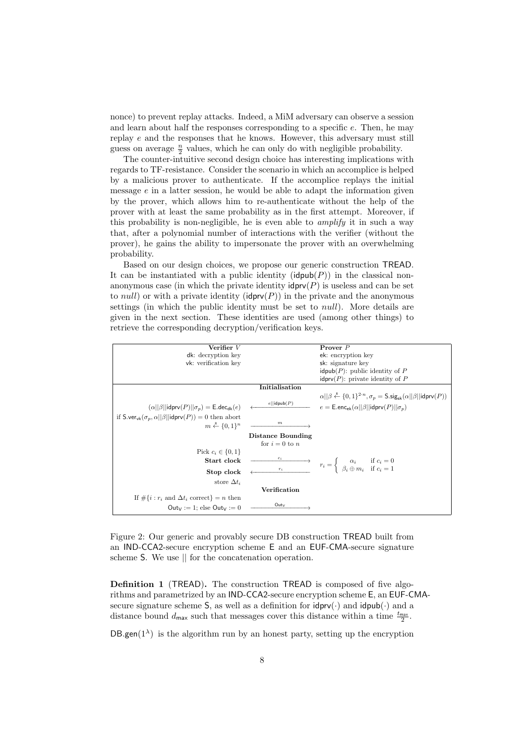nonce) to prevent replay attacks. Indeed, a MiM adversary can observe a session and learn about half the responses corresponding to a specific $e$. Then, he may replay $e$ and the responses that he knows. However, this adversary must still guess on average $\frac{n}{2}$ values, which he can only do with negligible probability.

The counter-intuitive second design choice has interesting implications with regards to TF-resistance. Consider the scenario in which an accomplice is helped by a malicious prover to authenticate. If the accomplice replays the initial message $e$ in a latter session, he would be able to adapt the information given by the prover, which allows him to re-authenticate without the help of the prover with at least the same probability as in the first attempt. Moreover, if this probability is non-negligible, he is even able to *amplify* it in such a way that, after a polynomial number of interactions with the verifier (without the prover), he gains the ability to impersonate the prover with an overwhelming probability.

Based on our design choices, we propose our generic construction TREAD. It can be instantiated with a public identity ($\mathsf{idpub}(P)$) in the classical non-anonymous case (in which the private identity $\mathsf{idprv}(P)$ is useless and can be set to *null*) or with a private identity ($\mathsf{idprv}(P)$) in the private and the anonymous settings (in which the public identity must be set to *null*). More details are given in the next section. These identities are used (among other things) to retrieve the corresponding decryption/verification keys.

| Verifier $V$ | | Prover $P$ |
|---|---|---|
| $\mathsf{dk}$: decryption key<br>$\mathsf{vk}$: verification key | | $\mathsf{ek}$: encryption key<br>$\mathsf{sk}$: signature key<br>$\mathsf{idpub}(P)$: public identity of $P$<br>$\mathsf{idprv}(P)$: private identity of $P$ |
| | **Initialisation** | |
| | | $\alpha \Vert \beta \xleftarrow{\$} \{0,1\}^{2\cdot n}, \sigma_p = \mathsf{S.sig}_{\mathsf{sk}}(\alpha \Vert \beta \Vert \mathsf{idprv}(P))$ |
| $(\alpha \Vert \beta \Vert \mathsf{idprv}(P) \Vert \sigma_p) = \mathsf{E.dec}_{\mathsf{dk}}(e)$ | $\xleftarrow{e \Vert \mathsf{idpub}(P)}$ | $e = \mathsf{E.enc}_{\mathsf{ek}}(\alpha \Vert \beta \Vert \mathsf{idprv}(P) \Vert \sigma_p)$ |
| if $\mathsf{S.ver}_{\mathsf{vk}}(\sigma_p, \alpha \Vert \beta \Vert \mathsf{idprv}(P)) = 0$ then abort<br>$m \xleftarrow{\$} \{0,1\}^n$ | $\xrightarrow{m}$ | |
| | **Distance Bounding**<br>for $i = 0$ to $n$ | |
| Pick $c_i \in \{0,1\}$<br>**Start clock** | $\xrightarrow{c_i}$ | $r_i = \begin{cases} \alpha_i & \text{if } c_i = 0 \\ \beta_i \oplus m_i & \text{if } c_i = 1 \end{cases}$ |
| **Stop clock**<br>store $\Delta t_i$ | $\xleftarrow{r_i}$ | |
| | **Verification** | |
| If $\#\{i : r_i \text{ and } \Delta t_i \text{ correct}\} = n$ then<br>$\mathsf{Out_V} := 1$; else $\mathsf{Out_V} := 0$ | $\xrightarrow{\mathsf{Out_V}}$ | |

Figure 2: Our generic and provably secure DB construction TREAD built from an IND-CCA2-secure encryption scheme E and an EUF-CMA-secure signature scheme S. We use $\Vert$ for the concatenation operation.

**Definition 1** (TREAD)**.** The construction TREAD is composed of five algorithms and parametrized by an IND-CCA2-secure encryption scheme E, an EUF-CMA-secure signature scheme S, as well as a definition for $\mathsf{idprv}(\cdot)$ and $\mathsf{idpub}(\cdot)$ and a distance bound $d_{\mathsf{max}}$ such that messages cover this distance within a time $\frac{t_{\mathsf{max}}}{2}$.

$\mathsf{DB.gen}(1^\lambda)$ is the algorithm run by an honest party, setting up the encryption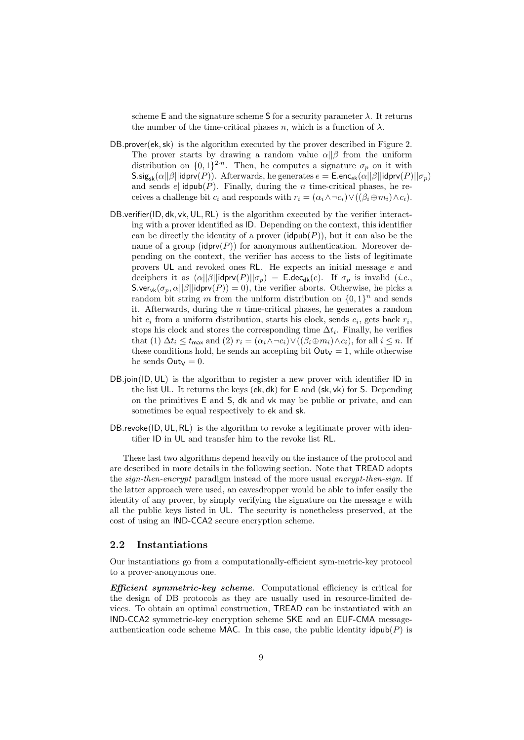scheme E and the signature scheme S for a security parameter $\lambda$. It returns the number of the time-critical phases $n$, which is a function of $\lambda$.

DB.prover(ek, sk) is the algorithm executed by the prover described in Figure 2. The prover starts by drawing a random value $\alpha||\beta$ from the uniform distribution on $\{0,1\}^{2 \cdot n}$. Then, he computes a signature $\sigma_p$ on it with $\mathsf{S.sig}_{\mathsf{sk}}(\alpha||\beta||\mathsf{idprv}(P))$. Afterwards, he generates $e = \mathsf{E.enc}_{\mathsf{ek}}(\alpha||\beta||\mathsf{idprv}(P)||\sigma_p)$ and sends $e||\mathsf{idpub}(P)$. Finally, during the $n$ time-critical phases, he receives a challenge bit $c_i$ and responds with $r_i = (\alpha_i \wedge \neg c_i) \vee ((\beta_i \oplus m_i) \wedge c_i)$.

DB.verifier(ID, dk, vk, UL, RL) is the algorithm executed by the verifier interacting with a prover identified as ID. Depending on the context, this identifier can be directly the identity of a prover ($\mathsf{idpub}(P)$), but it can also be the name of a group ($\mathsf{idprv}(P)$) for anonymous authentication. Moreover depending on the context, the verifier has access to the lists of legitimate provers UL and revoked ones RL. He expects an initial message $e$ and deciphers it as $(\alpha||\beta||\mathsf{idprv}(P)||\sigma_p) = \mathsf{E.dec}_{\mathsf{dk}}(e)$. If $\sigma_p$ is invalid (*i.e.*, $\mathsf{S.ver}_{\mathsf{vk}}(\sigma_p, \alpha||\beta||\mathsf{idprv}(P)) = 0$), the verifier aborts. Otherwise, he picks a random bit string $m$ from the uniform distribution on $\{0,1\}^n$ and sends it. Afterwards, during the $n$ time-critical phases, he generates a random bit $c_i$ from a uniform distribution, starts his clock, sends $c_i$, gets back $r_i$, stops his clock and stores the corresponding time $\Delta t_i$. Finally, he verifies that (1) $\Delta t_i \leq t_{\mathsf{max}}$ and (2) $r_i = (\alpha_i \wedge \neg c_i) \vee ((\beta_i \oplus m_i) \wedge c_i)$, for all $i \leq n$. If these conditions hold, he sends an accepting bit $\mathsf{Out_V} = 1$, while otherwise he sends $\mathsf{Out_V} = 0$.

DB.join(ID, UL) is the algorithm to register a new prover with identifier ID in the list UL. It returns the keys (ek, dk) for E and (sk, vk) for S. Depending on the primitives E and S, dk and vk may be public or private, and can sometimes be equal respectively to ek and sk.

DB.revoke(ID, UL, RL) is the algorithm to revoke a legitimate prover with identifier ID in UL and transfer him to the revoke list RL.

These last two algorithms depend heavily on the instance of the protocol and are described in more details in the following section. Note that TREAD adopts the *sign-then-encrypt* paradigm instead of the more usual *encrypt-then-sign*. If the latter approach were used, an eavesdropper would be able to infer easily the identity of any prover, by simply verifying the signature on the message $e$ with all the public keys listed in UL. The security is nonetheless preserved, at the cost of using an IND-CCA2 secure encryption scheme.

## 2.2 Instantiations

Our instantiations go from a computationally-efficient sym-metric-key protocol to a prover-anonymous one.

***Efficient symmetric-key scheme***. Computational efficiency is critical for the design of DB protocols as they are usually used in resource-limited devices. To obtain an optimal construction, TREAD can be instantiated with an IND-CCA2 symmetric-key encryption scheme SKE and an EUF-CMA message-authentication code scheme MAC. In this case, the public identity $\mathsf{idpub}(P)$ is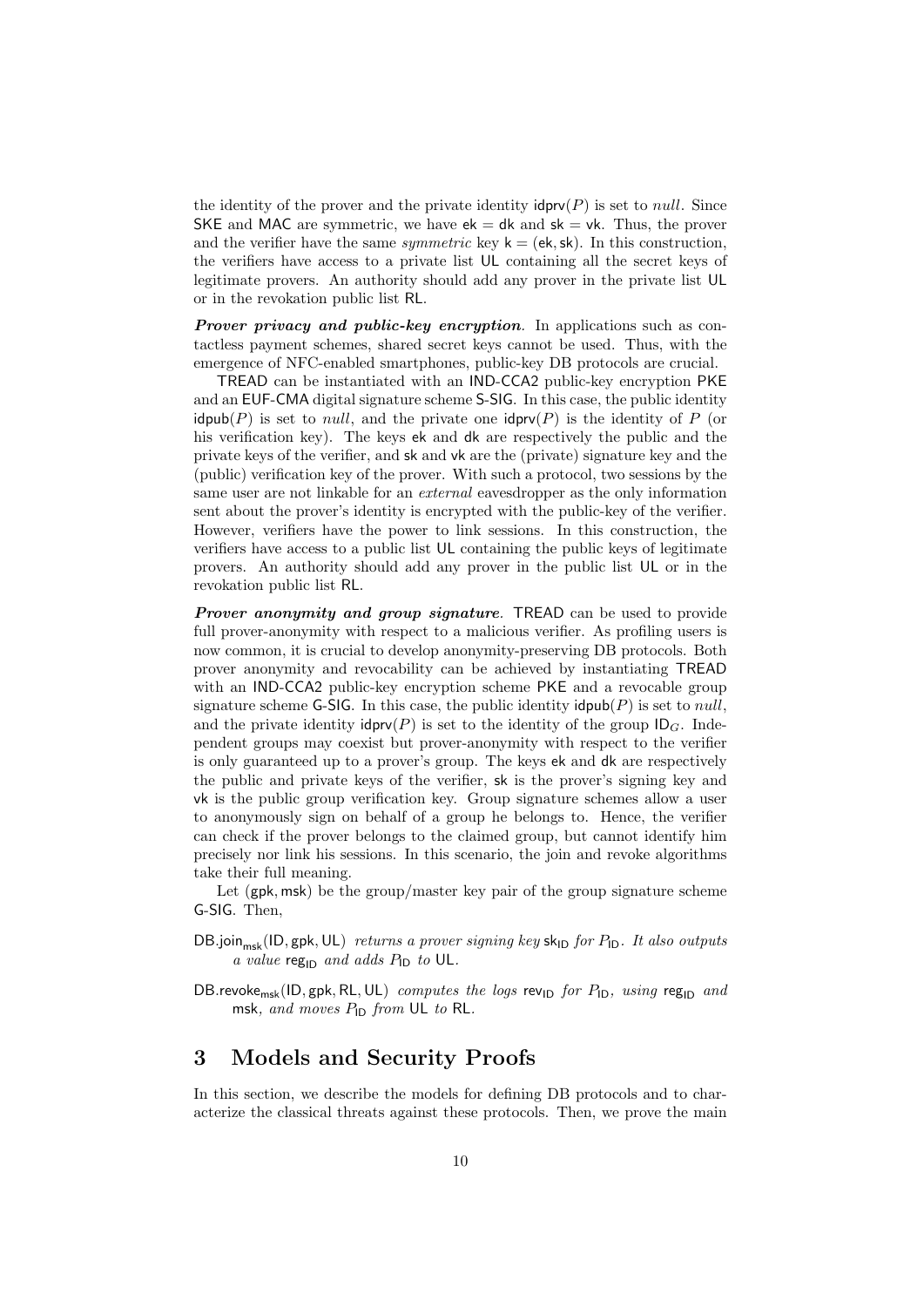the identity of the prover and the private identity $\mathsf{idprv}(P)$ is set to *null*. Since SKE and MAC are symmetric, we have $\mathsf{ek} = \mathsf{dk}$ and $\mathsf{sk} = \mathsf{vk}$. Thus, the prover and the verifier have the same *symmetric* key $\mathsf{k} = (\mathsf{ek}, \mathsf{sk})$. In this construction, the verifiers have access to a private list UL containing all the secret keys of legitimate provers. An authority should add any prover in the private list UL or in the revokation public list RL.

***Prover privacy and public-key encryption.*** In applications such as contactless payment schemes, shared secret keys cannot be used. Thus, with the emergence of NFC-enabled smartphones, public-key DB protocols are crucial.

TREAD can be instantiated with an IND-CCA2 public-key encryption PKE and an EUF-CMA digital signature scheme S-SIG. In this case, the public identity $\mathsf{idpub}(P)$ is set to *null*, and the private one $\mathsf{idprv}(P)$ is the identity of $P$ (or his verification key). The keys ek and dk are respectively the public and the private keys of the verifier, and sk and vk are the (private) signature key and the (public) verification key of the prover. With such a protocol, two sessions by the same user are not linkable for an *external* eavesdropper as the only information sent about the prover's identity is encrypted with the public-key of the verifier. However, verifiers have the power to link sessions. In this construction, the verifiers have access to a public list UL containing the public keys of legitimate provers. An authority should add any prover in the public list UL or in the revokation public list RL.

***Prover anonymity and group signature.*** TREAD can be used to provide full prover-anonymity with respect to a malicious verifier. As profiling users is now common, it is crucial to develop anonymity-preserving DB protocols. Both prover anonymity and revocability can be achieved by instantiating TREAD with an IND-CCA2 public-key encryption scheme PKE and a revocable group signature scheme G-SIG. In this case, the public identity $\mathsf{idpub}(P)$ is set to *null*, and the private identity $\mathsf{idprv}(P)$ is set to the identity of the group $\mathsf{ID}_G$. Independent groups may coexist but prover-anonymity with respect to the verifier is only guaranteed up to a prover's group. The keys ek and dk are respectively the public and private keys of the verifier, sk is the prover's signing key and vk is the public group verification key. Group signature schemes allow a user to anonymously sign on behalf of a group he belongs to. Hence, the verifier can check if the prover belongs to the claimed group, but cannot identify him precisely nor link his sessions. In this scenario, the join and revoke algorithms take their full meaning.

Let $(\mathsf{gpk}, \mathsf{msk})$ be the group/master key pair of the group signature scheme G-SIG. Then,

- $\mathsf{DB.join}_{\mathsf{msk}}(\mathsf{ID}, \mathsf{gpk}, \mathsf{UL})$ *returns a prover signing key* $\mathsf{sk}_{\mathsf{ID}}$ *for* $P_{\mathsf{ID}}$. *It also outputs a value* $\mathsf{reg}_{\mathsf{ID}}$ *and adds* $P_{\mathsf{ID}}$ *to* UL.
- $\mathsf{DB.revoke}_{\mathsf{msk}}(\mathsf{ID}, \mathsf{gpk}, \mathsf{RL}, \mathsf{UL})$ *computes the logs* $\mathsf{rev}_{\mathsf{ID}}$ *for* $P_{\mathsf{ID}}$, *using* $\mathsf{reg}_{\mathsf{ID}}$ *and* msk, *and moves* $P_{\mathsf{ID}}$ *from* UL *to* RL.

## 3 Models and Security Proofs

In this section, we describe the models for defining DB protocols and to characterize the classical threats against these protocols. Then, we prove the main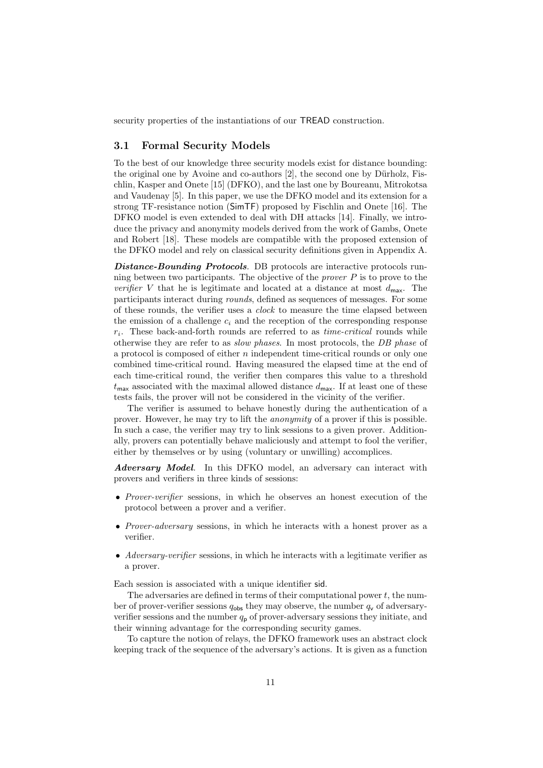security properties of the instantiations of our TREAD construction.

### 3.1 Formal Security Models

To the best of our knowledge three security models exist for distance bounding: the original one by Avoine and co-authors [2], the second one by Dürholz, Fischlin, Kasper and Onete [15] (DFKO), and the last one by Boureanu, Mitrokotsa and Vaudenay [5]. In this paper, we use the DFKO model and its extension for a strong TF-resistance notion (SimTF) proposed by Fischlin and Onete [16]. The DFKO model is even extended to deal with DH attacks [14]. Finally, we introduce the privacy and anonymity models derived from the work of Gambs, Onete and Robert [18]. These models are compatible with the proposed extension of the DFKO model and rely on classical security definitions given in Appendix A.

***Distance-Bounding Protocols***. DB protocols are interactive protocols running between two participants. The objective of the *prover* $P$ is to prove to the *verifier* $V$ that he is legitimate and located at a distance at most $d_{\mathsf{max}}$. The participants interact during *rounds*, defined as sequences of messages. For some of these rounds, the verifier uses a *clock* to measure the time elapsed between the emission of a challenge $c_i$ and the reception of the corresponding response $r_i$. These back-and-forth rounds are referred to as *time-critical* rounds while otherwise they are refer to as *slow phases*. In most protocols, the *DB phase* of a protocol is composed of either $n$ independent time-critical rounds or only one combined time-critical round. Having measured the elapsed time at the end of each time-critical round, the verifier then compares this value to a threshold $t_{\mathsf{max}}$ associated with the maximal allowed distance $d_{\mathsf{max}}$. If at least one of these tests fails, the prover will not be considered in the vicinity of the verifier.

The verifier is assumed to behave honestly during the authentication of a prover. However, he may try to lift the *anonymity* of a prover if this is possible. In such a case, the verifier may try to link sessions to a given prover. Additionally, provers can potentially behave maliciously and attempt to fool the verifier, either by themselves or by using (voluntary or unwilling) accomplices.

***Adversary Model***. In this DFKO model, an adversary can interact with provers and verifiers in three kinds of sessions:

- *Prover-verifier* sessions, in which he observes an honest execution of the protocol between a prover and a verifier.
- *Prover-adversary* sessions, in which he interacts with a honest prover as a verifier.
- *Adversary-verifier* sessions, in which he interacts with a legitimate verifier as a prover.

Each session is associated with a unique identifier sid.

The adversaries are defined in terms of their computational power $t$, the number of prover-verifier sessions $q_{\mathsf{obs}}$ they may observe, the number $q_{\mathsf{v}}$ of adversary-verifier sessions and the number $q_{\mathsf{p}}$ of prover-adversary sessions they initiate, and their winning advantage for the corresponding security games.

To capture the notion of relays, the DFKO framework uses an abstract clock keeping track of the sequence of the adversary's actions. It is given as a function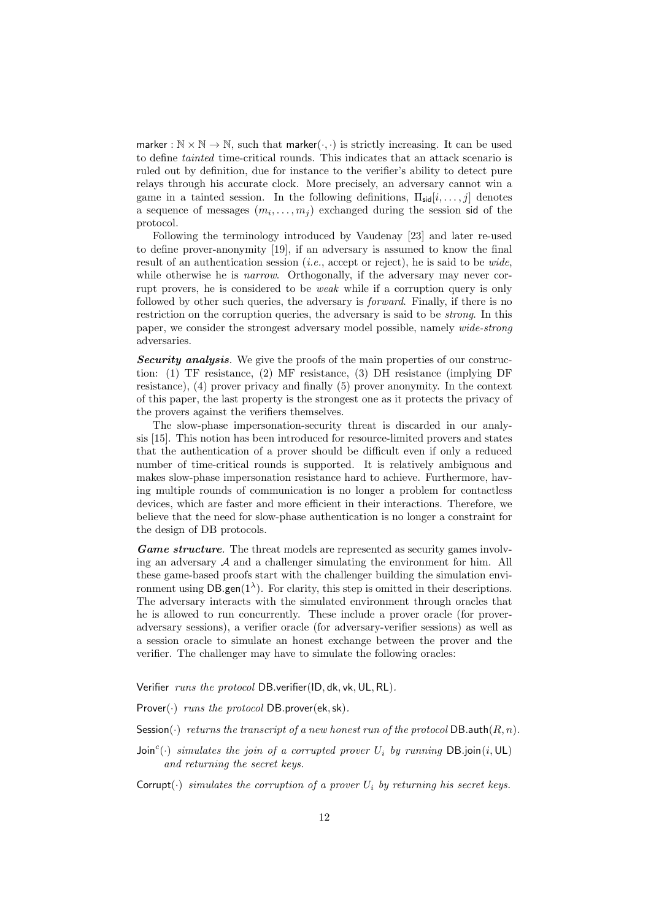marker : $\mathbb{N} \times \mathbb{N} \rightarrow \mathbb{N}$, such that marker$(\cdot, \cdot)$ is strictly increasing. It can be used to define *tainted* time-critical rounds. This indicates that an attack scenario is ruled out by definition, due for instance to the verifier's ability to detect pure relays through his accurate clock. More precisely, an adversary cannot win a game in a tainted session. In the following definitions, $\Pi_{\mathsf{sid}}[i, \ldots, j]$ denotes a sequence of messages $(m_i, \ldots, m_j)$ exchanged during the session sid of the protocol.

Following the terminology introduced by Vaudenay [23] and later re-used to define prover-anonymity [19], if an adversary is assumed to know the final result of an authentication session (*i.e.*, accept or reject), he is said to be *wide*, while otherwise he is *narrow*. Orthogonally, if the adversary may never corrupt provers, he is considered to be *weak* while if a corruption query is only followed by other such queries, the adversary is *forward*. Finally, if there is no restriction on the corruption queries, the adversary is said to be *strong*. In this paper, we consider the strongest adversary model possible, namely *wide-strong* adversaries.

***Security analysis.*** We give the proofs of the main properties of our construction: (1) TF resistance, (2) MF resistance, (3) DH resistance (implying DF resistance), (4) prover privacy and finally (5) prover anonymity. In the context of this paper, the last property is the strongest one as it protects the privacy of the provers against the verifiers themselves.

The slow-phase impersonation-security threat is discarded in our analysis [15]. This notion has been introduced for resource-limited provers and states that the authentication of a prover should be difficult even if only a reduced number of time-critical rounds is supported. It is relatively ambiguous and makes slow-phase impersonation resistance hard to achieve. Furthermore, having multiple rounds of communication is no longer a problem for contactless devices, which are faster and more efficient in their interactions. Therefore, we believe that the need for slow-phase authentication is no longer a constraint for the design of DB protocols.

***Game structure.*** The threat models are represented as security games involving an adversary $\mathcal{A}$ and a challenger simulating the environment for him. All these game-based proofs start with the challenger building the simulation environment using DB.gen$(1^\lambda)$. For clarity, this step is omitted in their descriptions. The adversary interacts with the simulated environment through oracles that he is allowed to run concurrently. These include a prover oracle (for prover-adversary sessions), a verifier oracle (for adversary-verifier sessions) as well as a session oracle to simulate an honest exchange between the prover and the verifier. The challenger may have to simulate the following oracles:

Verifier *runs the protocol* DB.verifier(ID, dk, vk, UL, RL).

Prover$(\cdot)$ *runs the protocol* DB.prover(ek, sk).

Session$(\cdot)$ *returns the transcript of a new honest run of the protocol* DB.auth$(R, n)$.

Join$^c(\cdot)$ *simulates the join of a corrupted prover* $U_i$ *by running* DB.join$(i, \mathsf{UL})$ *and returning the secret keys.*

Corrupt$(\cdot)$ *simulates the corruption of a prover* $U_i$ *by returning his secret keys.*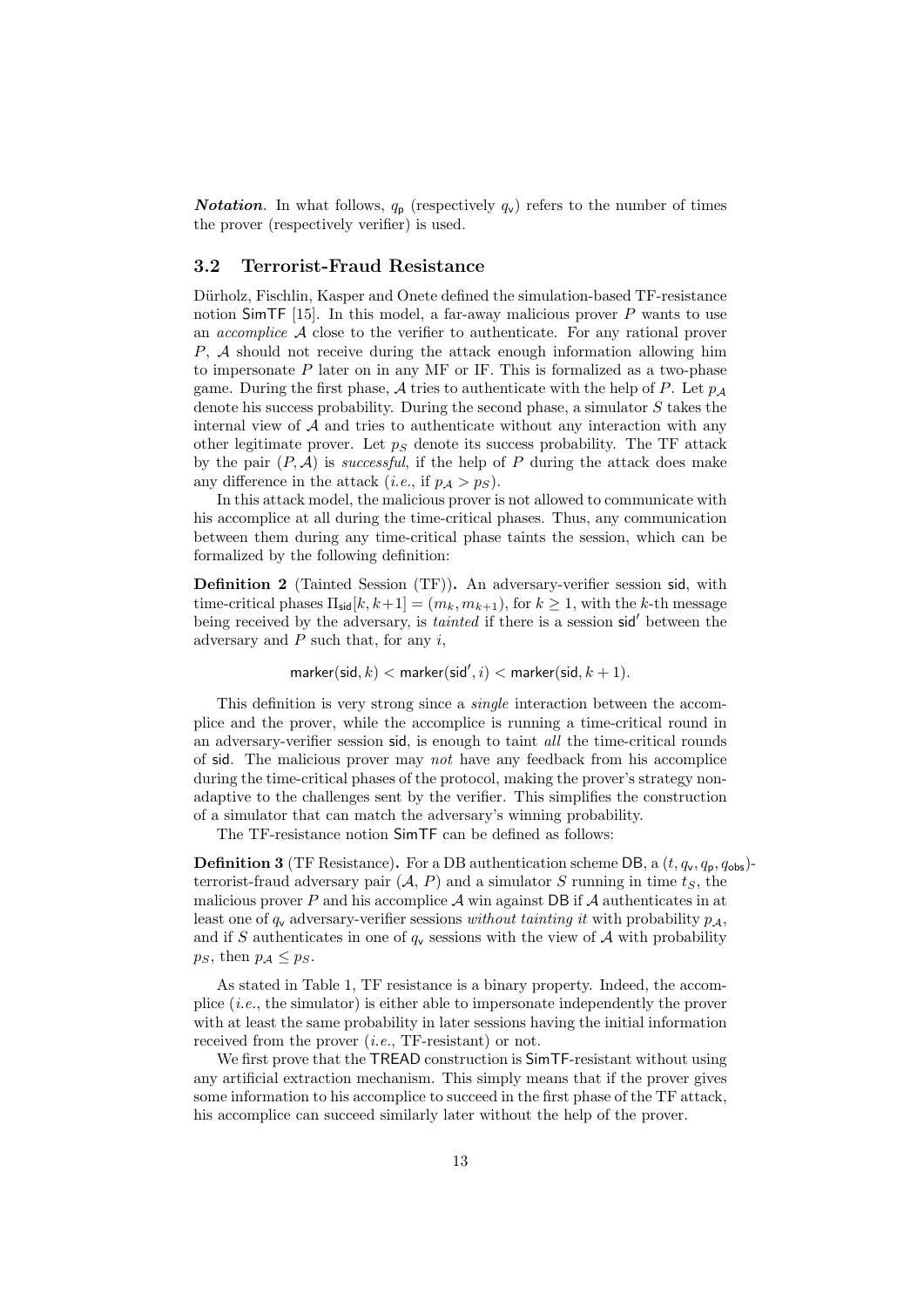***Notation.*** In what follows, $q_{\mathsf{p}}$ (respectively $q_{\mathsf{v}}$) refers to the number of times the prover (respectively verifier) is used.

### 3.2 Terrorist-Fraud Resistance

Dürholz, Fischlin, Kasper and Onete defined the simulation-based TF-resistance notion SimTF [15]. In this model, a far-away malicious prover $P$ wants to use an *accomplice* $\mathcal{A}$ close to the verifier to authenticate. For any rational prover $P$, $\mathcal{A}$ should not receive during the attack enough information allowing him to impersonate $P$ later on in any MF or IF. This is formalized as a two-phase game. During the first phase, $\mathcal{A}$ tries to authenticate with the help of $P$. Let $p_{\mathcal{A}}$ denote his success probability. During the second phase, a simulator $S$ takes the internal view of $\mathcal{A}$ and tries to authenticate without any interaction with any other legitimate prover. Let $p_S$ denote its success probability. The TF attack by the pair $(P, \mathcal{A})$ is *successful*, if the help of $P$ during the attack does make any difference in the attack (*i.e.*, if $p_{\mathcal{A}} > p_S$).

In this attack model, the malicious prover is not allowed to communicate with his accomplice at all during the time-critical phases. Thus, any communication between them during any time-critical phase taints the session, which can be formalized by the following definition:

**Definition 2** (Tainted Session (TF))**.** An adversary-verifier session $\mathsf{sid}$, with time-critical phases $\Pi_{\mathsf{sid}}[k, k+1] = (m_k, m_{k+1})$, for $k \geq 1$, with the $k$-th message being received by the adversary, is *tainted* if there is a session $\mathsf{sid}'$ between the adversary and $P$ such that, for any $i$,

$$\mathsf{marker}(\mathsf{sid}, k) < \mathsf{marker}(\mathsf{sid}', i) < \mathsf{marker}(\mathsf{sid}, k+1).$$

This definition is very strong since a *single* interaction between the accomplice and the prover, while the accomplice is running a time-critical round in an adversary-verifier session $\mathsf{sid}$, is enough to taint *all* the time-critical rounds of $\mathsf{sid}$. The malicious prover may *not* have any feedback from his accomplice during the time-critical phases of the protocol, making the prover's strategy non-adaptive to the challenges sent by the verifier. This simplifies the construction of a simulator that can match the adversary's winning probability.

The TF-resistance notion SimTF can be defined as follows:

**Definition 3** (TF Resistance)**.** For a DB authentication scheme DB, a $(t, q_{\mathsf{v}}, q_{\mathsf{p}}, q_{\mathsf{obs}})$-terrorist-fraud adversary pair $(\mathcal{A}, P)$ and a simulator $S$ running in time $t_S$, the malicious prover $P$ and his accomplice $\mathcal{A}$ win against DB if $\mathcal{A}$ authenticates in at least one of $q_{\mathsf{v}}$ adversary-verifier sessions *without tainting it* with probability $p_{\mathcal{A}}$, and if $S$ authenticates in one of $q_{\mathsf{v}}$ sessions with the view of $\mathcal{A}$ with probability $p_S$, then $p_{\mathcal{A}} \leq p_S$.

As stated in Table 1, TF resistance is a binary property. Indeed, the accomplice (*i.e.*, the simulator) is either able to impersonate independently the prover with at least the same probability in later sessions having the initial information received from the prover (*i.e.*, TF-resistant) or not.

We first prove that the TREAD construction is SimTF-resistant without using any artificial extraction mechanism. This simply means that if the prover gives some information to his accomplice to succeed in the first phase of the TF attack, his accomplice can succeed similarly later without the help of the prover.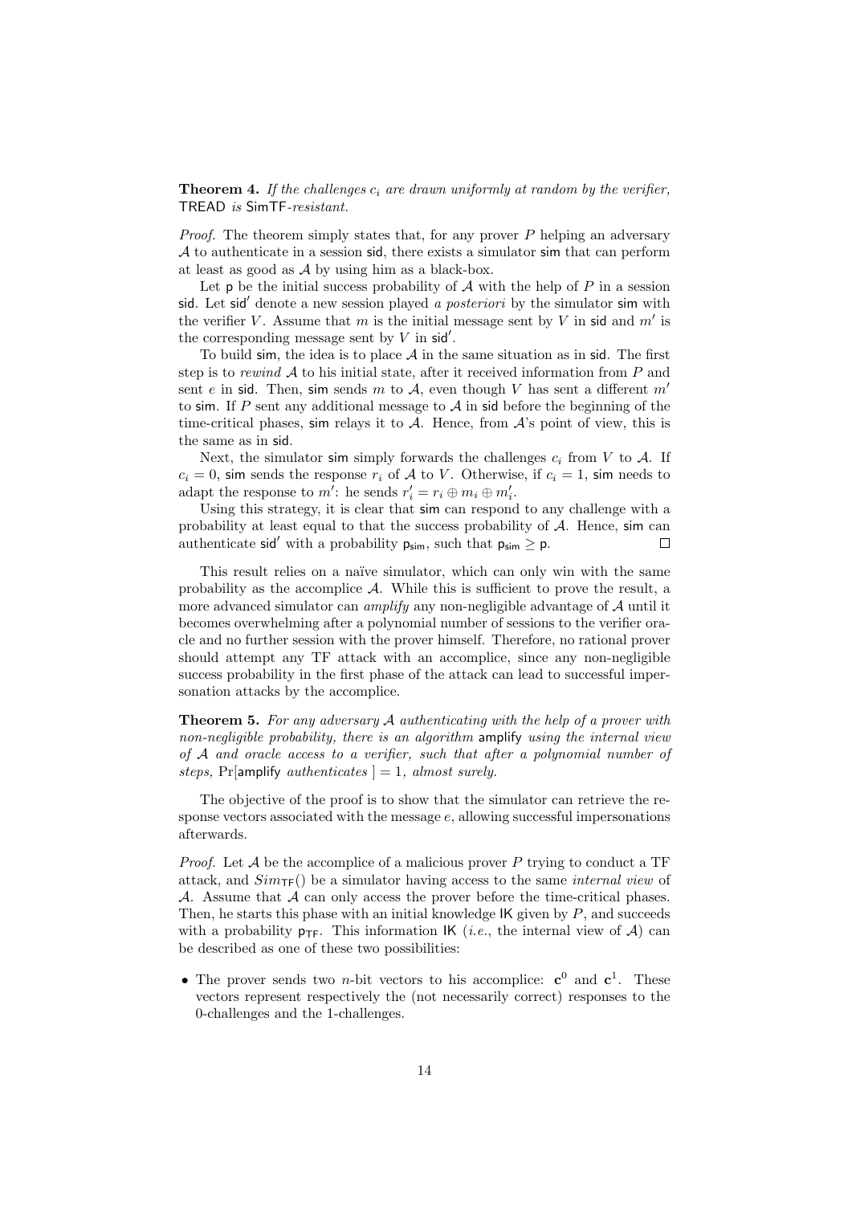**Theorem 4.** *If the challenges $c_i$ are drawn uniformly at random by the verifier,* TREAD *is* SimTF*-resistant.*

*Proof.* The theorem simply states that, for any prover $P$ helping an adversary $\mathcal{A}$ to authenticate in a session sid, there exists a simulator sim that can perform at least as good as $\mathcal{A}$ by using him as a black-box.

Let $\mathsf{p}$ be the initial success probability of $\mathcal{A}$ with the help of $P$ in a session sid. Let sid$'$ denote a new session played *a posteriori* by the simulator sim with the verifier $V$. Assume that $m$ is the initial message sent by $V$ in sid and $m'$ is the corresponding message sent by $V$ in sid$'$.

To build sim, the idea is to place $\mathcal{A}$ in the same situation as in sid. The first step is to *rewind* $\mathcal{A}$ to his initial state, after it received information from $P$ and sent $e$ in sid. Then, sim sends $m$ to $\mathcal{A}$, even though $V$ has sent a different $m'$ to sim. If $P$ sent any additional message to $\mathcal{A}$ in sid before the beginning of the time-critical phases, sim relays it to $\mathcal{A}$. Hence, from $\mathcal{A}$'s point of view, this is the same as in sid.

Next, the simulator sim simply forwards the challenges $c_i$ from $V$ to $\mathcal{A}$. If $c_i = 0$, sim sends the response $r_i$ of $\mathcal{A}$ to $V$. Otherwise, if $c_i = 1$, sim needs to adapt the response to $m'$: he sends $r'_i = r_i \oplus m_i \oplus m'_i$.

Using this strategy, it is clear that sim can respond to any challenge with a probability at least equal to that the success probability of $\mathcal{A}$. Hence, sim can authenticate sid$'$ with a probability $\mathsf{p}_{\mathsf{sim}}$, such that $\mathsf{p}_{\mathsf{sim}} \geq \mathsf{p}$. □

This result relies on a naïve simulator, which can only win with the same probability as the accomplice $\mathcal{A}$. While this is sufficient to prove the result, a more advanced simulator can *amplify* any non-negligible advantage of $\mathcal{A}$ until it becomes overwhelming after a polynomial number of sessions to the verifier oracle and no further session with the prover himself. Therefore, no rational prover should attempt any TF attack with an accomplice, since any non-negligible success probability in the first phase of the attack can lead to successful impersonation attacks by the accomplice.

**Theorem 5.** *For any adversary $\mathcal{A}$ authenticating with the help of a prover with non-negligible probability, there is an algorithm* amplify *using the internal view of $\mathcal{A}$ and oracle access to a verifier, such that after a polynomial number of steps,* $\Pr[\mathsf{amplify}$ *authenticates* $] = 1$*, almost surely.*

The objective of the proof is to show that the simulator can retrieve the response vectors associated with the message $e$, allowing successful impersonations afterwards.

*Proof.* Let $\mathcal{A}$ be the accomplice of a malicious prover $P$ trying to conduct a TF attack, and $Sim_{\mathsf{TF}}()$ be a simulator having access to the same *internal view* of $\mathcal{A}$. Assume that $\mathcal{A}$ can only access the prover before the time-critical phases. Then, he starts this phase with an initial knowledge IK given by $P$, and succeeds with a probability $\mathsf{p}_{\mathsf{TF}}$. This information IK (*i.e.*, the internal view of $\mathcal{A}$) can be described as one of these two possibilities:

- The prover sends two $n$-bit vectors to his accomplice: $\mathbf{c}^0$ and $\mathbf{c}^1$. These vectors represent respectively the (not necessarily correct) responses to the 0-challenges and the 1-challenges.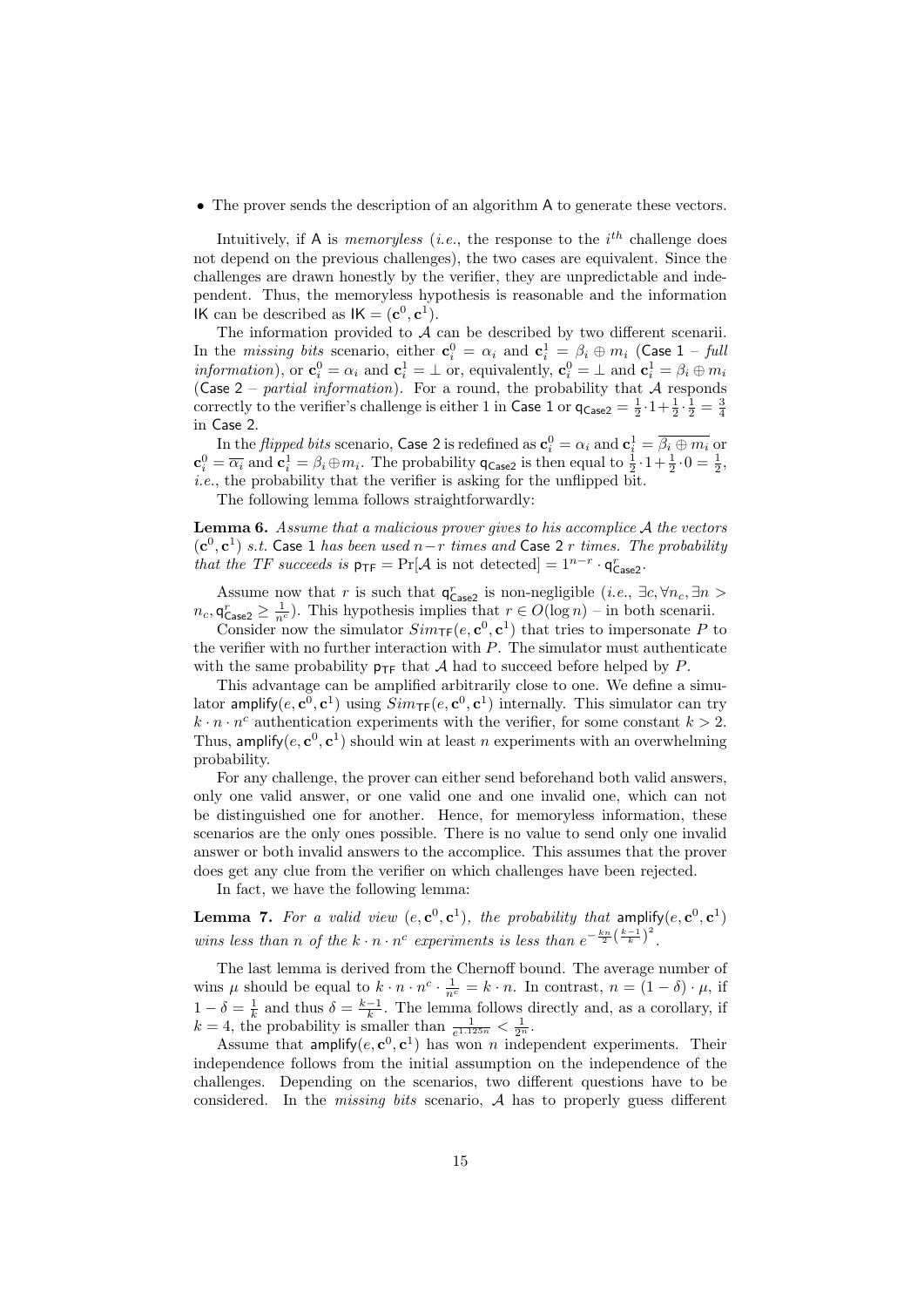- The prover sends the description of an algorithm A to generate these vectors.

Intuitively, if A is *memoryless* (*i.e.*, the response to the $i^{th}$ challenge does not depend on the previous challenges), the two cases are equivalent. Since the challenges are drawn honestly by the verifier, they are unpredictable and independent. Thus, the memoryless hypothesis is reasonable and the information IK can be described as $\mathsf{IK} = (\mathbf{c}^0, \mathbf{c}^1)$.

The information provided to $\mathcal{A}$ can be described by two different scenarii. In the *missing bits* scenario, either $\mathbf{c}_i^0 = \alpha_i$ and $\mathbf{c}_i^1 = \beta_i \oplus m_i$ (Case 1 – *full information*), or $\mathbf{c}_i^0 = \alpha_i$ and $\mathbf{c}_i^1 = \perp$ or, equivalently, $\mathbf{c}_i^0 = \perp$ and $\mathbf{c}_i^1 = \beta_i \oplus m_i$ (Case 2 – *partial information*). For a round, the probability that $\mathcal{A}$ responds correctly to the verifier's challenge is either 1 in Case 1 or $\mathsf{q}_{\mathsf{Case2}} = \frac{1}{2} \cdot 1 + \frac{1}{2} \cdot \frac{1}{2} = \frac{3}{4}$ in Case 2.

In the *flipped bits* scenario, Case 2 is redefined as $\mathbf{c}_i^0 = \alpha_i$ and $\mathbf{c}_i^1 = \overline{\beta_i \oplus m_i}$ or $\mathbf{c}_i^0 = \overline{\alpha_i}$ and $\mathbf{c}_i^1 = \beta_i \oplus m_i$. The probability $\mathsf{q}_{\mathsf{Case2}}$ is then equal to $\frac{1}{2} \cdot 1 + \frac{1}{2} \cdot 0 = \frac{1}{2}$, *i.e.*, the probability that the verifier is asking for the unflipped bit.

The following lemma follows straightforwardly:

**Lemma 6.** *Assume that a malicious prover gives to his accomplice $\mathcal{A}$ the vectors $(\mathbf{c}^0, \mathbf{c}^1)$ s.t.* Case 1 *has been used $n-r$ times and* Case 2 *$r$ times. The probability that the TF succeeds is $\mathsf{p}_{\mathsf{TF}} = \Pr[\mathcal{A} \text{ is not detected}] = 1^{n-r} \cdot \mathsf{q}_{\mathsf{Case2}}^r$.*

Assume now that $r$ is such that $\mathsf{q}_{\mathsf{Case2}}^r$ is non-negligible (*i.e.*, $\exists c, \forall n_c, \exists n > n_c, \mathsf{q}_{\mathsf{Case2}}^r \geq \frac{1}{n^c}$). This hypothesis implies that $r \in O(\log n)$ – in both scenarii.

Consider now the simulator $Sim_{\mathsf{TF}}(e, \mathbf{c}^0, \mathbf{c}^1)$ that tries to impersonate $P$ to the verifier with no further interaction with $P$. The simulator must authenticate with the same probability $\mathsf{p}_{\mathsf{TF}}$ that $\mathcal{A}$ had to succeed before helped by $P$.

This advantage can be amplified arbitrarily close to one. We define a simulator $\mathsf{amplify}(e, \mathbf{c}^0, \mathbf{c}^1)$ using $Sim_{\mathsf{TF}}(e, \mathbf{c}^0, \mathbf{c}^1)$ internally. This simulator can try $k \cdot n \cdot n^c$ authentication experiments with the verifier, for some constant $k > 2$. Thus, $\mathsf{amplify}(e, \mathbf{c}^0, \mathbf{c}^1)$ should win at least $n$ experiments with an overwhelming probability.

For any challenge, the prover can either send beforehand both valid answers, only one valid answer, or one valid one and one invalid one, which can not be distinguished one for another. Hence, for memoryless information, these scenarios are the only ones possible. There is no value to send only one invalid answer or both invalid answers to the accomplice. This assumes that the prover does get any clue from the verifier on which challenges have been rejected.

In fact, we have the following lemma:

**Lemma 7.** *For a valid view $(e, \mathbf{c}^0, \mathbf{c}^1)$, the probability that $\mathsf{amplify}(e, \mathbf{c}^0, \mathbf{c}^1)$ wins less than $n$ of the $k \cdot n \cdot n^c$ experiments is less than $e^{-\frac{kn}{2}\left(\frac{k-1}{k}\right)^2}$.*

The last lemma is derived from the Chernoff bound. The average number of wins $\mu$ should be equal to $k \cdot n \cdot n^c \cdot \frac{1}{n^c} = k \cdot n$. In contrast, $n = (1 - \delta) \cdot \mu$, if $1 - \delta = \frac{1}{k}$ and thus $\delta = \frac{k-1}{k}$. The lemma follows directly and, as a corollary, if $k = 4$, the probability is smaller than $\frac{1}{e^{1.125n}} < \frac{1}{2^n}$.

Assume that $\mathsf{amplify}(e, \mathbf{c}^0, \mathbf{c}^1)$ has won $n$ independent experiments. Their independence follows from the initial assumption on the independence of the challenges. Depending on the scenarios, two different questions have to be considered. In the *missing bits* scenario, $\mathcal{A}$ has to properly guess different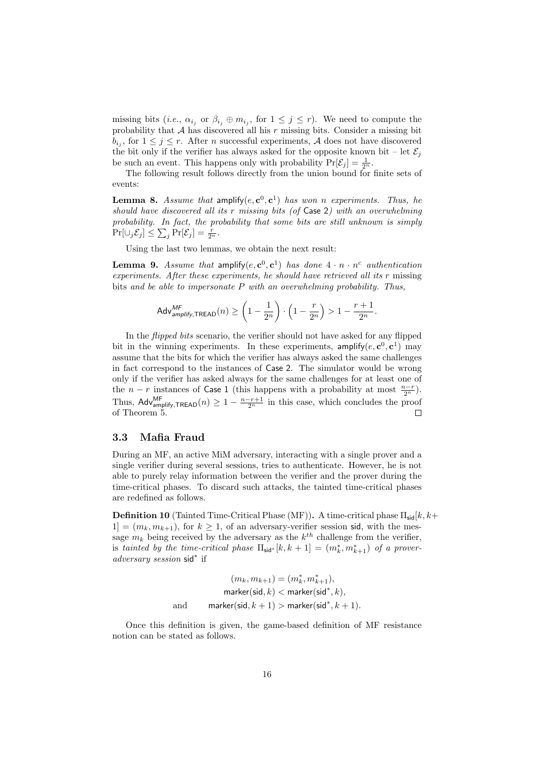missing bits (*i.e.*, $\alpha_{i_j}$ or $\beta_{i_j} \oplus m_{i_j}$, for $1 \leq j \leq r$). We need to compute the probability that $\mathcal{A}$ has discovered all his $r$ missing bits. Consider a missing bit $b_{i_j}$, for $1 \leq j \leq r$. After $n$ successful experiments, $\mathcal{A}$ does not have discovered the bit only if the verifier has always asked for the opposite known bit – let $\mathcal{E}_j$ be such an event. This happens only with probability $\Pr[\mathcal{E}_j] = \frac{1}{2^n}$.

The following result follows directly from the union bound for finite sets of events:

**Lemma 8.** *Assume that* $\mathsf{amplify}(e, \mathbf{c}^0, \mathbf{c}^1)$ *has won* $n$ *experiments. Thus, he should have discovered all its* $r$ *missing bits (of* Case 2*) with an overwhelming probability. In fact, the probability that some bits are still unknown is simply* $\Pr[\cup_j \mathcal{E}_j] \leq \sum_j \Pr[\mathcal{E}_j] = \frac{r}{2^n}$.

Using the last two lemmas, we obtain the next result:

**Lemma 9.** *Assume that* $\mathsf{amplify}(e, \mathbf{c}^0, \mathbf{c}^1)$ *has done* $4 \cdot n \cdot n^c$ *authentication experiments. After these experiments, he should have retrieved all its* $r$ missing bits *and be able to impersonate* $P$ *with an overwhelming probability. Thus,*

$$\mathsf{Adv}^{MF}_{amplify,\mathsf{TREAD}}(n) \geq \left(1 - \frac{1}{2^n}\right) \cdot \left(1 - \frac{r}{2^n}\right) > 1 - \frac{r+1}{2^n}.$$

In the *flipped bits* scenario, the verifier should not have asked for any flipped bit in the winning experiments. In these experiments, $\mathsf{amplify}(e, \mathbf{c}^0, \mathbf{c}^1)$ may assume that the bits for which the verifier has always asked the same challenges in fact correspond to the instances of Case 2. The simulator would be wrong only if the verifier has asked always for the same challenges for at least one of the $n - r$ instances of Case 1 (this happens with a probability at most $\frac{n-r}{2^n}$). Thus, $\mathsf{Adv}^{\mathsf{MF}}_{\mathsf{amplify},\mathsf{TREAD}}(n) \geq 1 - \frac{n-r+1}{2^n}$ in this case, which concludes the proof of Theorem 5. □

### 3.3 Mafia Fraud

During an MF, an active MiM adversary, interacting with a single prover and a single verifier during several sessions, tries to authenticate. However, he is not able to purely relay information between the verifier and the prover during the time-critical phases. To discard such attacks, the tainted time-critical phases are redefined as follows.

**Definition 10** (Tainted Time-Critical Phase (MF))**.** A time-critical phase $\Pi_{\mathsf{sid}}[k, k+1] = (m_k, m_{k+1})$, for $k \geq 1$, of an adversary-verifier session $\mathsf{sid}$, with the message $m_k$ being received by the adversary as the $k^{th}$ challenge from the verifier, is *tainted by the time-critical phase* $\Pi_{\mathsf{sid}^*}[k, k+1] = (m^*_k, m^*_{k+1})$ *of a prover-adversary session* $\mathsf{sid}^*$ if

$$\begin{aligned} (m_k, m_{k+1}) &= (m^*_k, m^*_{k+1}), \\ \mathsf{marker}(\mathsf{sid}, k) &< \mathsf{marker}(\mathsf{sid}^*, k), \\ \text{and} \qquad \mathsf{marker}(\mathsf{sid}, k+1) &> \mathsf{marker}(\mathsf{sid}^*, k+1). \end{aligned}$$

Once this definition is given, the game-based definition of MF resistance notion can be stated as follows.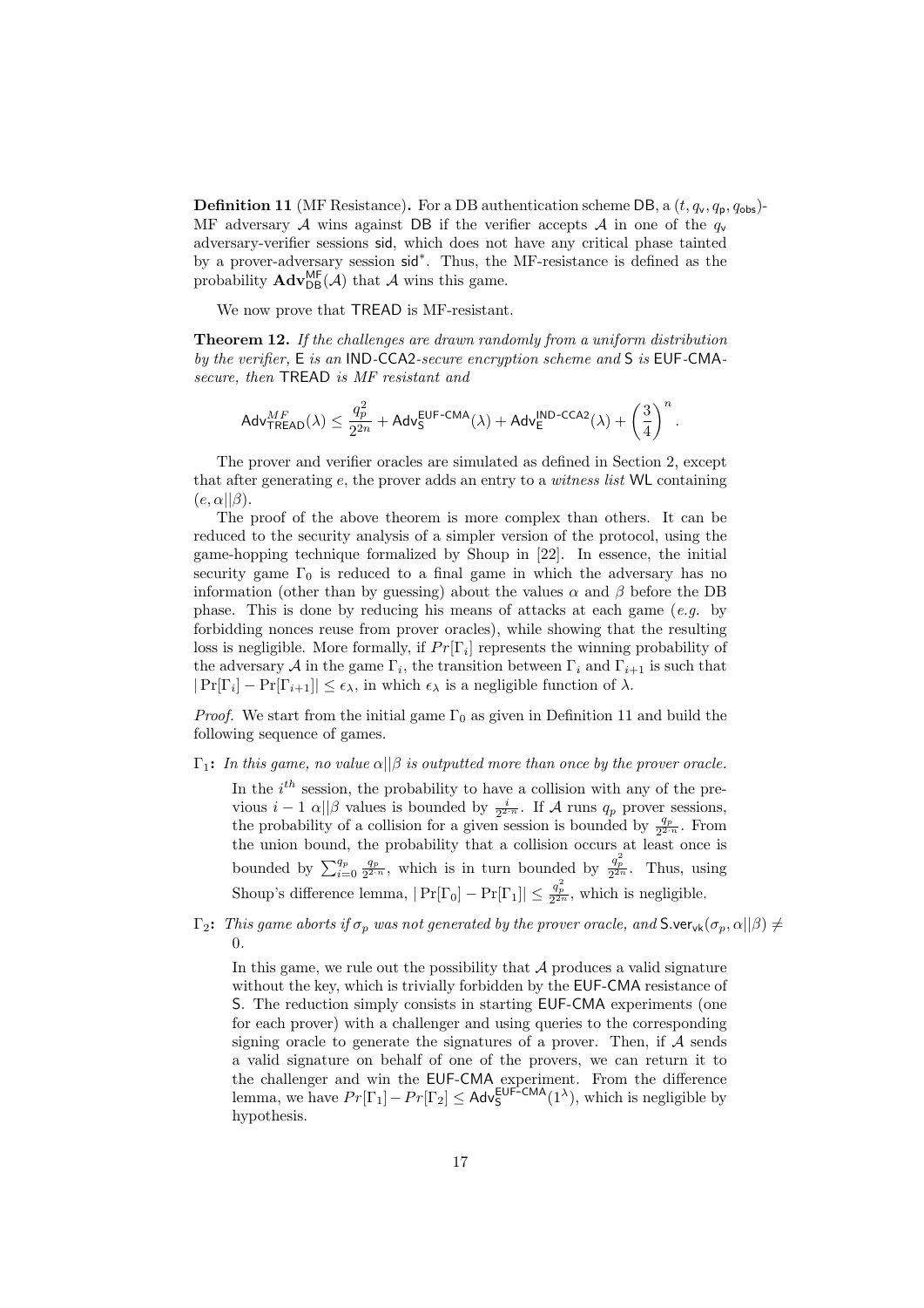**Definition 11** (MF Resistance)**.** For a DB authentication scheme $\mathsf{DB}$, a $(t, q_\mathsf{v}, q_\mathsf{p}, q_\mathsf{obs})$-MF adversary $\mathcal{A}$ wins against $\mathsf{DB}$ if the verifier accepts $\mathcal{A}$ in one of the $q_\mathsf{v}$ adversary-verifier sessions $\mathsf{sid}$, which does not have any critical phase tainted by a prover-adversary session $\mathsf{sid}^*$. Thus, the MF-resistance is defined as the probability $\mathbf{Adv}^{\mathsf{MF}}_{\mathsf{DB}}(\mathcal{A})$ that $\mathcal{A}$ wins this game.

We now prove that $\mathsf{TREAD}$ is MF-resistant.

**Theorem 12.** *If the challenges are drawn randomly from a uniform distribution by the verifier,* $\mathsf{E}$ *is an* $\mathsf{IND\text{-}CCA2}$*-secure encryption scheme and* $\mathsf{S}$ *is* $\mathsf{EUF\text{-}CMA}$*-secure, then* $\mathsf{TREAD}$ *is MF resistant and*

$$\mathsf{Adv}^{MF}_{\mathsf{TREAD}}(\lambda) \leq \frac{q_p^2}{2^{2n}} + \mathsf{Adv}^{\mathsf{EUF\text{-}CMA}}_{\mathsf{S}}(\lambda) + \mathsf{Adv}^{\mathsf{IND\text{-}CCA2}}_{\mathsf{E}}(\lambda) + \left(\frac{3}{4}\right)^n.$$

The prover and verifier oracles are simulated as defined in Section 2, except that after generating $e$, the prover adds an entry to a *witness list* $\mathsf{WL}$ containing $(e, \alpha||\beta)$.

The proof of the above theorem is more complex than others. It can be reduced to the security analysis of a simpler version of the protocol, using the game-hopping technique formalized by Shoup in [22]. In essence, the initial security game $\Gamma_0$ is reduced to a final game in which the adversary has no information (other than by guessing) about the values $\alpha$ and $\beta$ before the DB phase. This is done by reducing his means of attacks at each game (*e.g.* by forbidding nonces reuse from prover oracles), while showing that the resulting loss is negligible. More formally, if $Pr[\Gamma_i]$ represents the winning probability of the adversary $\mathcal{A}$ in the game $\Gamma_i$, the transition between $\Gamma_i$ and $\Gamma_{i+1}$ is such that $|\Pr[\Gamma_i] - \Pr[\Gamma_{i+1}]| \leq \epsilon_\lambda$, in which $\epsilon_\lambda$ is a negligible function of $\lambda$.

*Proof.* We start from the initial game $\Gamma_0$ as given in Definition 11 and build the following sequence of games.

$\Gamma_1$**:** *In this game, no value* $\alpha||\beta$ *is outputted more than once by the prover oracle.*

In the $i^{th}$ session, the probability to have a collision with any of the previous $i-1$ $\alpha||\beta$ values is bounded by $\frac{i}{2^{2 \cdot n}}$. If $\mathcal{A}$ runs $q_p$ prover sessions, the probability of a collision for a given session is bounded by $\frac{q_p}{2^{2 \cdot n}}$. From the union bound, the probability that a collision occurs at least once is bounded by $\sum_{i=0}^{q_p} \frac{q_p}{2^{2 \cdot n}}$, which is in turn bounded by $\frac{q_p^2}{2^{2n}}$. Thus, using Shoup's difference lemma, $|\Pr[\Gamma_0] - \Pr[\Gamma_1]| \leq \frac{q_p^2}{2^{2n}}$, which is negligible.

$\Gamma_2$**:** *This game aborts if* $\sigma_p$ *was not generated by the prover oracle, and* $\mathsf{S.ver}_{\mathsf{vk}}(\sigma_p, \alpha||\beta) \neq 0$.

In this game, we rule out the possibility that $\mathcal{A}$ produces a valid signature without the key, which is trivially forbidden by the $\mathsf{EUF\text{-}CMA}$ resistance of $\mathsf{S}$. The reduction simply consists in starting $\mathsf{EUF\text{-}CMA}$ experiments (one for each prover) with a challenger and using queries to the corresponding signing oracle to generate the signatures of a prover. Then, if $\mathcal{A}$ sends a valid signature on behalf of one of the provers, we can return it to the challenger and win the $\mathsf{EUF\text{-}CMA}$ experiment. From the difference lemma, we have $Pr[\Gamma_1] - Pr[\Gamma_2] \leq \mathsf{Adv}^{\mathsf{EUF\text{-}CMA}}_{\mathsf{S}}(1^\lambda)$, which is negligible by hypothesis.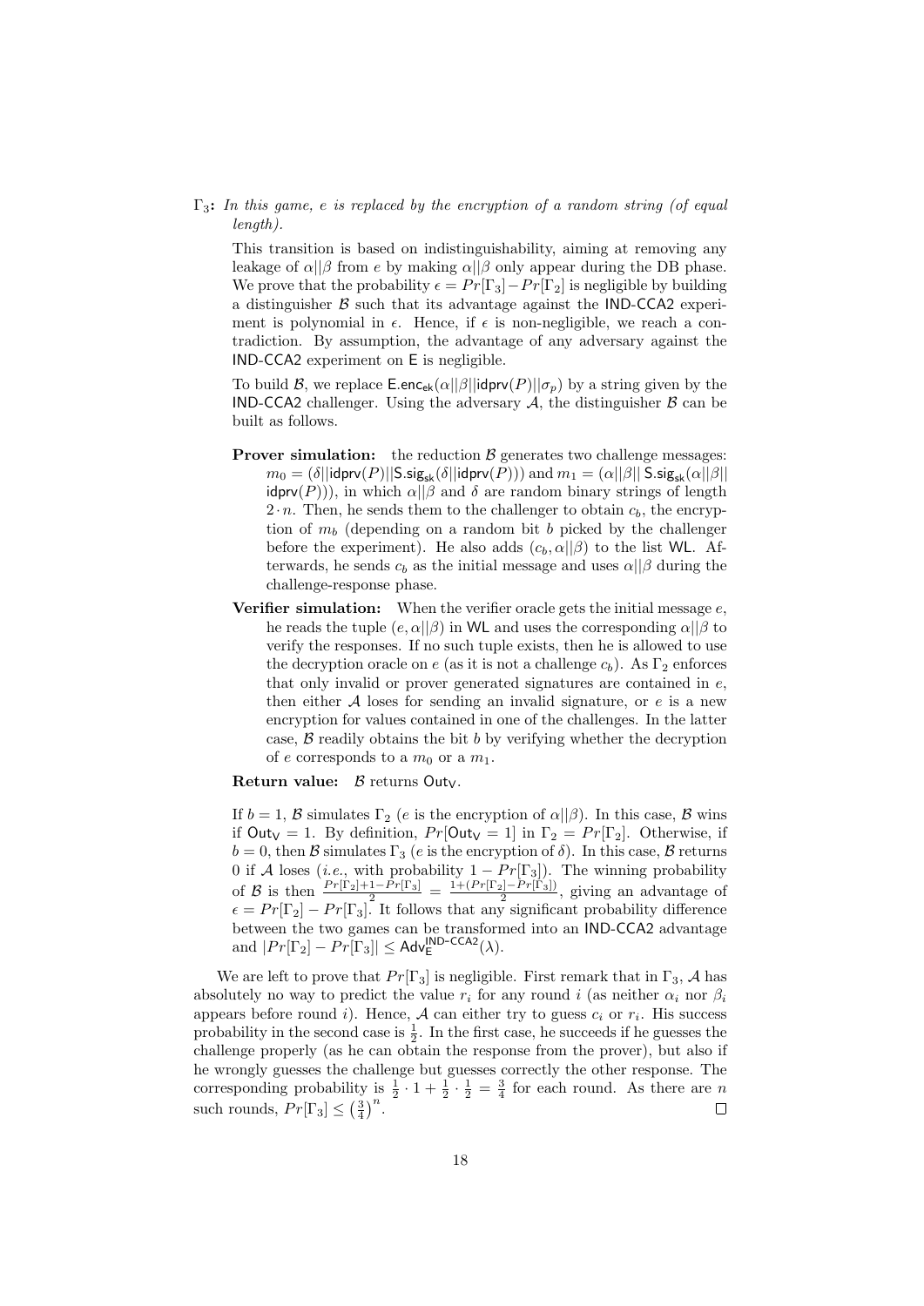**$\Gamma_3$:** *In this game, $e$ is replaced by the encryption of a random string (of equal length).*

This transition is based on indistinguishability, aiming at removing any leakage of $\alpha||\beta$ from $e$ by making $\alpha||\beta$ only appear during the DB phase. We prove that the probability $\epsilon = Pr[\Gamma_3] - Pr[\Gamma_2]$ is negligible by building a distinguisher $\mathcal{B}$ such that its advantage against the IND-CCA2 experiment is polynomial in $\epsilon$. Hence, if $\epsilon$ is non-negligible, we reach a contradiction. By assumption, the advantage of any adversary against the IND-CCA2 experiment on $\mathsf{E}$ is negligible.

To build $\mathcal{B}$, we replace $\mathsf{E.enc_{ek}}(\alpha||\beta||\mathsf{idprv}(P)||\sigma_p)$ by a string given by the IND-CCA2 challenger. Using the adversary $\mathcal{A}$, the distinguisher $\mathcal{B}$ can be built as follows.

**Prover simulation:** the reduction $\mathcal{B}$ generates two challenge messages: $m_0 = (\delta||\mathsf{idprv}(P)||\mathsf{S.sig_{sk}}(\delta||\mathsf{idprv}(P)))$ and $m_1 = (\alpha||\beta||\,\mathsf{S.sig_{sk}}(\alpha||\beta||\,\mathsf{idprv}(P)))$, in which $\alpha||\beta$ and $\delta$ are random binary strings of length $2 \cdot n$. Then, he sends them to the challenger to obtain $c_b$, the encryption of $m_b$ (depending on a random bit $b$ picked by the challenger before the experiment). He also adds $(c_b, \alpha||\beta)$ to the list $\mathsf{WL}$. Afterwards, he sends $c_b$ as the initial message and uses $\alpha||\beta$ during the challenge-response phase.

**Verifier simulation:** When the verifier oracle gets the initial message $e$, he reads the tuple $(e, \alpha||\beta)$ in $\mathsf{WL}$ and uses the corresponding $\alpha||\beta$ to verify the responses. If no such tuple exists, then he is allowed to use the decryption oracle on $e$ (as it is not a challenge $c_b$). As $\Gamma_2$ enforces that only invalid or prover generated signatures are contained in $e$, then either $\mathcal{A}$ loses for sending an invalid signature, or $e$ is a new encryption for values contained in one of the challenges. In the latter case, $\mathcal{B}$ readily obtains the bit $b$ by verifying whether the decryption of $e$ corresponds to a $m_0$ or a $m_1$.

**Return value:** $\mathcal{B}$ returns $\mathsf{Out_V}$.

If $b = 1$, $\mathcal{B}$ simulates $\Gamma_2$ ($e$ is the encryption of $\alpha||\beta$). In this case, $\mathcal{B}$ wins if $\mathsf{Out_V} = 1$. By definition, $Pr[\mathsf{Out_V} = 1]$ in $\Gamma_2 = Pr[\Gamma_2]$. Otherwise, if $b = 0$, then $\mathcal{B}$ simulates $\Gamma_3$ ($e$ is the encryption of $\delta$). In this case, $\mathcal{B}$ returns 0 if $\mathcal{A}$ loses (*i.e.*, with probability $1 - Pr[\Gamma_3]$). The winning probability of $\mathcal{B}$ is then $\frac{Pr[\Gamma_2]+1-Pr[\Gamma_3]}{2} = \frac{1+(Pr[\Gamma_2]-Pr[\Gamma_3])}{2}$, giving an advantage of $\epsilon = Pr[\Gamma_2] - Pr[\Gamma_3]$. It follows that any significant probability difference between the two games can be transformed into an IND-CCA2 advantage and $|Pr[\Gamma_2] - Pr[\Gamma_3]| \leq \mathsf{Adv}_{\mathsf{E}}^{\mathsf{IND\text{-}CCA2}}(\lambda)$.

We are left to prove that $Pr[\Gamma_3]$ is negligible. First remark that in $\Gamma_3$, $\mathcal{A}$ has absolutely no way to predict the value $r_i$ for any round $i$ (as neither $\alpha_i$ nor $\beta_i$ appears before round $i$). Hence, $\mathcal{A}$ can either try to guess $c_i$ or $r_i$. His success probability in the second case is $\frac{1}{2}$. In the first case, he succeeds if he guesses the challenge properly (as he can obtain the response from the prover), but also if he wrongly guesses the challenge but guesses correctly the other response. The corresponding probability is $\frac{1}{2} \cdot 1 + \frac{1}{2} \cdot \frac{1}{2} = \frac{3}{4}$ for each round. As there are $n$ such rounds, $Pr[\Gamma_3] \leq \left(\frac{3}{4}\right)^n$. $\square$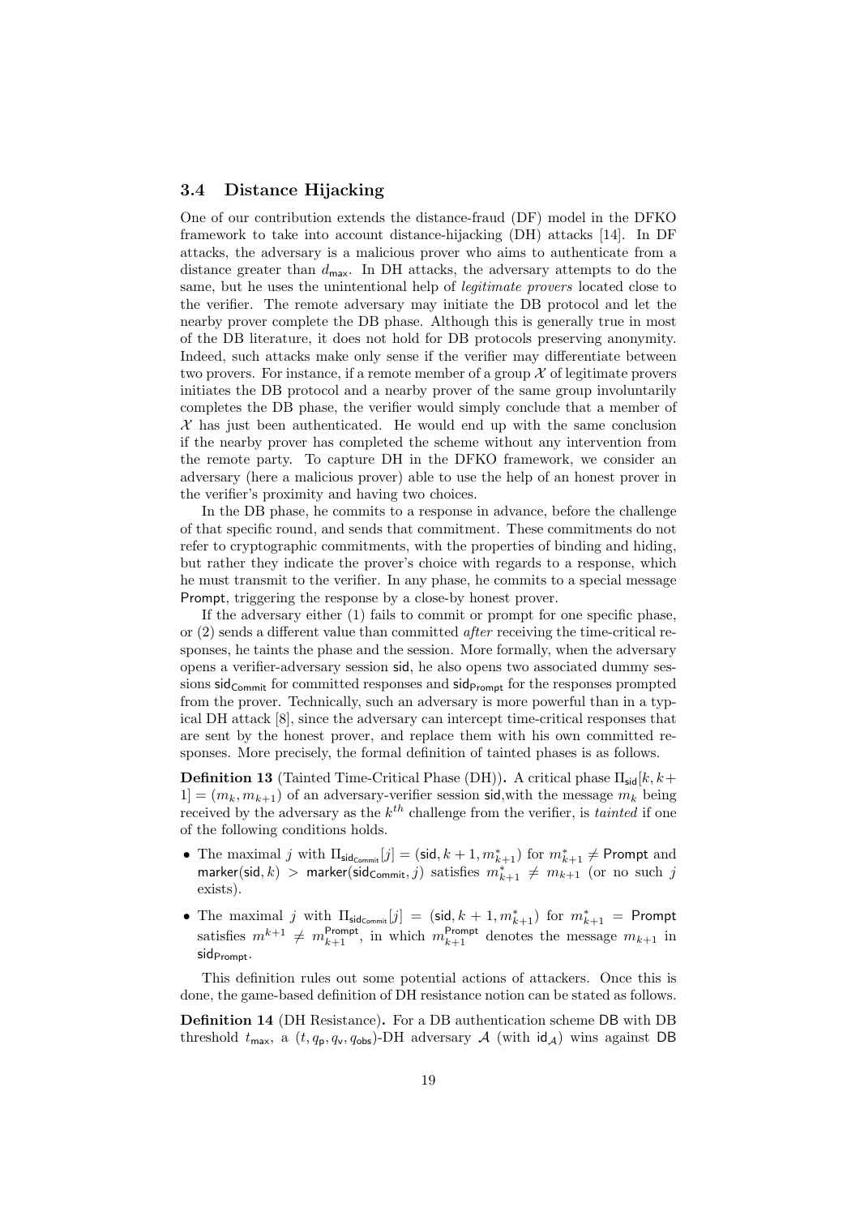### 3.4 Distance Hijacking

One of our contribution extends the distance-fraud (DF) model in the DFKO framework to take into account distance-hijacking (DH) attacks [14]. In DF attacks, the adversary is a malicious prover who aims to authenticate from a distance greater than $d_{\mathsf{max}}$. In DH attacks, the adversary attempts to do the same, but he uses the unintentional help of *legitimate provers* located close to the verifier. The remote adversary may initiate the DB protocol and let the nearby prover complete the DB phase. Although this is generally true in most of the DB literature, it does not hold for DB protocols preserving anonymity. Indeed, such attacks make only sense if the verifier may differentiate between two provers. For instance, if a remote member of a group $\mathcal{X}$ of legitimate provers initiates the DB protocol and a nearby prover of the same group involuntarily completes the DB phase, the verifier would simply conclude that a member of $\mathcal{X}$ has just been authenticated. He would end up with the same conclusion if the nearby prover has completed the scheme without any intervention from the remote party. To capture DH in the DFKO framework, we consider an adversary (here a malicious prover) able to use the help of an honest prover in the verifier's proximity and having two choices.

In the DB phase, he commits to a response in advance, before the challenge of that specific round, and sends that commitment. These commitments do not refer to cryptographic commitments, with the properties of binding and hiding, but rather they indicate the prover's choice with regards to a response, which he must transmit to the verifier. In any phase, he commits to a special message Prompt, triggering the response by a close-by honest prover.

If the adversary either (1) fails to commit or prompt for one specific phase, or (2) sends a different value than committed *after* receiving the time-critical responses, he taints the phase and the session. More formally, when the adversary opens a verifier-adversary session sid, he also opens two associated dummy sessions $\mathsf{sid}_{\mathsf{Commit}}$ for committed responses and $\mathsf{sid}_{\mathsf{Prompt}}$ for the responses prompted from the prover. Technically, such an adversary is more powerful than in a typical DH attack [8], since the adversary can intercept time-critical responses that are sent by the honest prover, and replace them with his own committed responses. More precisely, the formal definition of tainted phases is as follows.

**Definition 13** (Tainted Time-Critical Phase (DH))**.** A critical phase $\Pi_{\mathsf{sid}}[k, k+1] = (m_k, m_{k+1})$ of an adversary-verifier session sid,with the message $m_k$ being received by the adversary as the $k^{th}$ challenge from the verifier, is *tainted* if one of the following conditions holds.

- The maximal $j$ with $\Pi_{\mathsf{sid}_{\mathsf{Commit}}}[j] = (\mathsf{sid}, k+1, m^*_{k+1})$ for $m^*_{k+1} \neq \mathsf{Prompt}$ and $\mathsf{marker}(\mathsf{sid}, k) > \mathsf{marker}(\mathsf{sid}_{\mathsf{Commit}}, j)$ satisfies $m^*_{k+1} \neq m_{k+1}$ (or no such $j$ exists).
- The maximal $j$ with $\Pi_{\mathsf{sid}_{\mathsf{Commit}}}[j] = (\mathsf{sid}, k+1, m^*_{k+1})$ for $m^*_{k+1} = \mathsf{Prompt}$ satisfies $m^{k+1} \neq m^{\mathsf{Prompt}}_{k+1}$, in which $m^{\mathsf{Prompt}}_{k+1}$ denotes the message $m_{k+1}$ in $\mathsf{sid}_{\mathsf{Prompt}}$.

This definition rules out some potential actions of attackers. Once this is done, the game-based definition of DH resistance notion can be stated as follows.

**Definition 14** (DH Resistance)**.** For a DB authentication scheme DB with DB threshold $t_{\mathsf{max}}$, a $(t, q_{\mathsf{p}}, q_{\mathsf{v}}, q_{\mathsf{obs}})$-DH adversary $\mathcal{A}$ (with $\mathsf{id}_{\mathcal{A}}$) wins against DB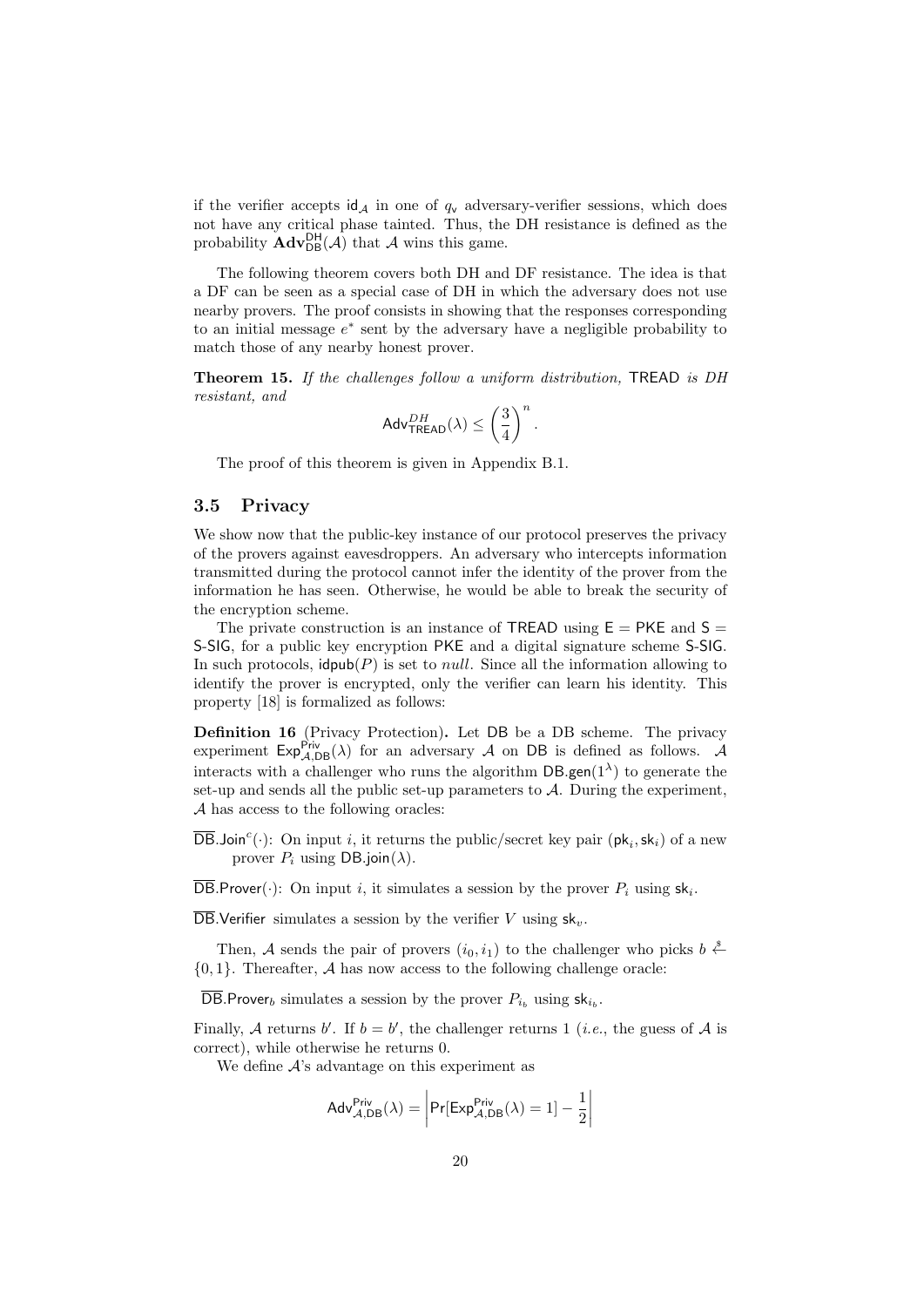if the verifier accepts $\mathsf{id}_{\mathcal{A}}$ in one of $q_{\mathsf{v}}$ adversary-verifier sessions, which does not have any critical phase tainted. Thus, the DH resistance is defined as the probability $\mathbf{Adv}^{\mathsf{DH}}_{\mathsf{DB}}(\mathcal{A})$ that $\mathcal{A}$ wins this game.

The following theorem covers both DH and DF resistance. The idea is that a DF can be seen as a special case of DH in which the adversary does not use nearby provers. The proof consists in showing that the responses corresponding to an initial message $e^*$ sent by the adversary have a negligible probability to match those of any nearby honest prover.

**Theorem 15.** *If the challenges follow a uniform distribution,* TREAD *is DH resistant, and*

$$\mathsf{Adv}^{DH}_{\mathsf{TREAD}}(\lambda) \leq \left(\frac{3}{4}\right)^n.$$

The proof of this theorem is given in Appendix B.1.

## 3.5 Privacy

We show now that the public-key instance of our protocol preserves the privacy of the provers against eavesdroppers. An adversary who intercepts information transmitted during the protocol cannot infer the identity of the prover from the information he has seen. Otherwise, he would be able to break the security of the encryption scheme.

The private construction is an instance of TREAD using $\mathsf{E} = \mathsf{PKE}$ and $\mathsf{S} = \mathsf{S\text{-}SIG}$, for a public key encryption PKE and a digital signature scheme S-SIG. In such protocols, $\mathsf{idpub}(P)$ is set to *null*. Since all the information allowing to identify the prover is encrypted, only the verifier can learn his identity. This property [18] is formalized as follows:

**Definition 16** (Privacy Protection)**.** Let DB be a DB scheme. The privacy experiment $\mathsf{Exp}^{\mathsf{Priv}}_{\mathcal{A},\mathsf{DB}}(\lambda)$ for an adversary $\mathcal{A}$ on DB is defined as follows. $\mathcal{A}$ interacts with a challenger who runs the algorithm $\mathsf{DB.gen}(1^\lambda)$ to generate the set-up and sends all the public set-up parameters to $\mathcal{A}$. During the experiment, $\mathcal{A}$ has access to the following oracles:

$\overline{\mathsf{DB}}.\mathsf{Join}^c(\cdot)$: On input $i$, it returns the public/secret key pair $(\mathsf{pk}_i, \mathsf{sk}_i)$ of a new prover $P_i$ using $\mathsf{DB.join}(\lambda)$.

$\overline{\mathsf{DB}}.\mathsf{Prover}(\cdot)$: On input $i$, it simulates a session by the prover $P_i$ using $\mathsf{sk}_i$.

$\overline{\mathsf{DB}}.\mathsf{Verifier}$ simulates a session by the verifier $V$ using $\mathsf{sk}_v$.

Then, $\mathcal{A}$ sends the pair of provers $(i_0, i_1)$ to the challenger who picks $b \xleftarrow{\$} \{0, 1\}$. Thereafter, $\mathcal{A}$ has now access to the following challenge oracle:

$\overline{\mathsf{DB}}.\mathsf{Prover}_b$ simulates a session by the prover $P_{i_b}$ using $\mathsf{sk}_{i_b}$.

Finally, $\mathcal{A}$ returns $b'$. If $b = b'$, the challenger returns 1 (*i.e.*, the guess of $\mathcal{A}$ is correct), while otherwise he returns 0.

We define $\mathcal{A}$'s advantage on this experiment as

$$\mathsf{Adv}^{\mathsf{Priv}}_{\mathcal{A},\mathsf{DB}}(\lambda) = \left| \Pr[\mathsf{Exp}^{\mathsf{Priv}}_{\mathcal{A},\mathsf{DB}}(\lambda) = 1] - \frac{1}{2} \right|$$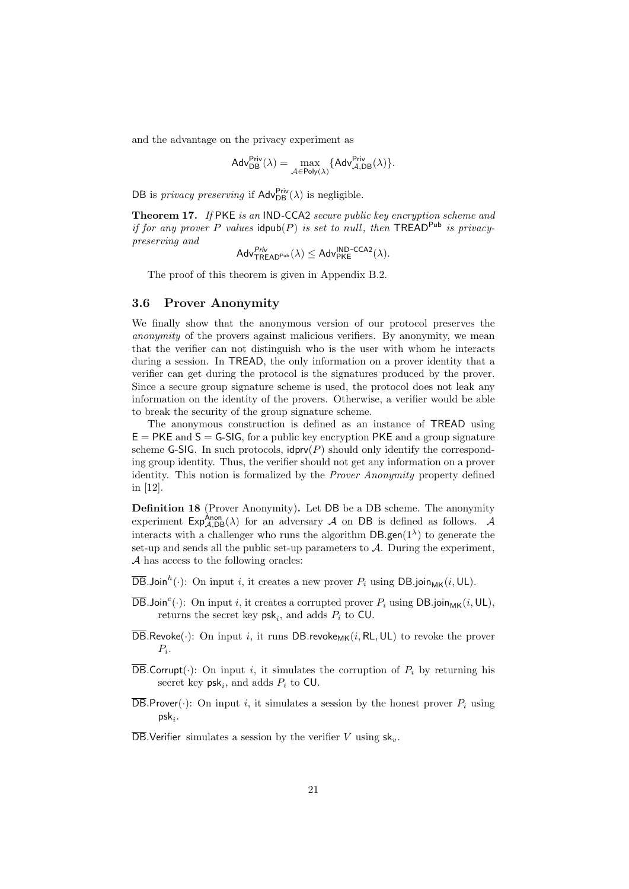and the advantage on the privacy experiment as

$$\mathsf{Adv}^{\mathsf{Priv}}_{\mathsf{DB}}(\lambda) = \max_{\mathcal{A} \in \mathsf{Poly}(\lambda)} \{\mathsf{Adv}^{\mathsf{Priv}}_{\mathcal{A},\mathsf{DB}}(\lambda)\}.$$

DB is *privacy preserving* if $\mathsf{Adv}^{\mathsf{Priv}}_{\mathsf{DB}}(\lambda)$ is negligible.

**Theorem 17.** *If* PKE *is an* IND-CCA2 *secure public key encryption scheme and if for any prover $P$ values* $\mathsf{idpub}(P)$ *is set to null, then* $\mathsf{TREAD}^{\mathsf{Pub}}$ *is privacy-preserving and*

$$\mathsf{Adv}^{Priv}_{\mathsf{TREAD}^{\mathsf{Pub}}}(\lambda) \leq \mathsf{Adv}^{\mathsf{IND\text{-}CCA2}}_{\mathsf{PKE}}(\lambda).$$

The proof of this theorem is given in Appendix B.2.

### 3.6 Prover Anonymity

We finally show that the anonymous version of our protocol preserves the *anonymity* of the provers against malicious verifiers. By anonymity, we mean that the verifier can not distinguish who is the user with whom he interacts during a session. In TREAD, the only information on a prover identity that a verifier can get during the protocol is the signatures produced by the prover. Since a secure group signature scheme is used, the protocol does not leak any information on the identity of the provers. Otherwise, a verifier would be able to break the security of the group signature scheme.

The anonymous construction is defined as an instance of TREAD using $\mathsf{E} = \mathsf{PKE}$ and $\mathsf{S} = \mathsf{G\text{-}SIG}$, for a public key encryption PKE and a group signature scheme G-SIG. In such protocols, $\mathsf{idprv}(P)$ should only identify the corresponding group identity. Thus, the verifier should not get any information on a prover identity. This notion is formalized by the *Prover Anonymity* property defined in [12].

**Definition 18** (Prover Anonymity)**.** Let DB be a DB scheme. The anonymity experiment $\mathsf{Exp}^{\mathsf{Anon}}_{\mathcal{A},\mathsf{DB}}(\lambda)$ for an adversary $\mathcal{A}$ on DB is defined as follows. $\mathcal{A}$ interacts with a challenger who runs the algorithm $\mathsf{DB.gen}(1^\lambda)$ to generate the set-up and sends all the public set-up parameters to $\mathcal{A}$. During the experiment, $\mathcal{A}$ has access to the following oracles:

$\overline{\mathsf{DB}}.\mathsf{Join}^h(\cdot)$: On input $i$, it creates a new prover $P_i$ using $\mathsf{DB.join}_{\mathsf{MK}}(i, \mathsf{UL})$.

$\overline{\mathsf{DB}}.\mathsf{Join}^c(\cdot)$: On input $i$, it creates a corrupted prover $P_i$ using $\mathsf{DB.join}_{\mathsf{MK}}(i, \mathsf{UL})$, returns the secret key $\mathsf{psk}_i$, and adds $P_i$ to CU.

$\overline{\mathsf{DB}}.\mathsf{Revoke}(\cdot)$: On input $i$, it runs $\mathsf{DB.revoke}_{\mathsf{MK}}(i, \mathsf{RL}, \mathsf{UL})$ to revoke the prover $P_i$.

$\overline{\mathsf{DB}}.\mathsf{Corrupt}(\cdot)$: On input $i$, it simulates the corruption of $P_i$ by returning his secret key $\mathsf{psk}_i$, and adds $P_i$ to CU.

$\overline{\mathsf{DB}}.\mathsf{Prover}(\cdot)$: On input $i$, it simulates a session by the honest prover $P_i$ using $\mathsf{psk}_i$.

$\overline{\mathsf{DB}}.\mathsf{Verifier}$ simulates a session by the verifier $V$ using $\mathsf{sk}_v$.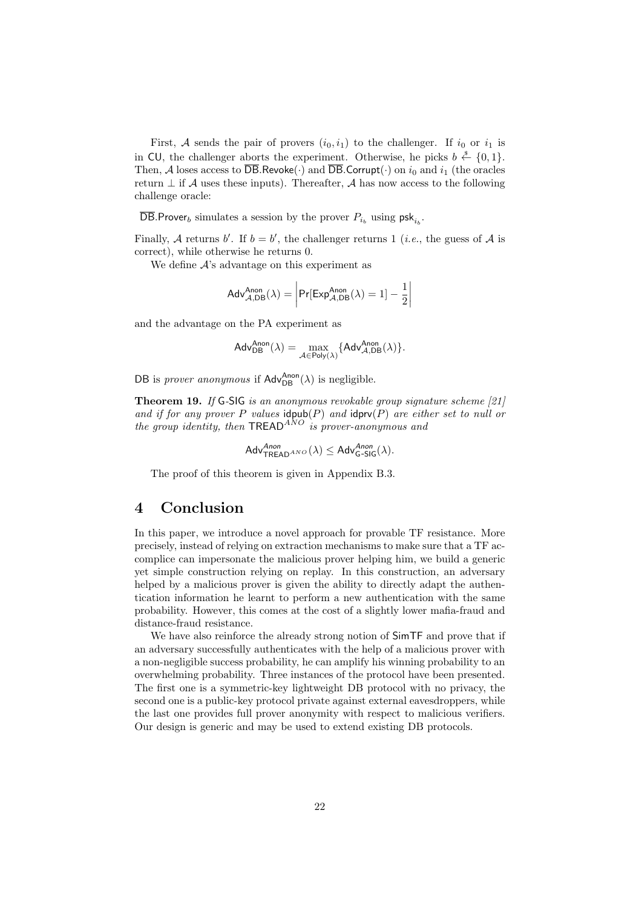First, $\mathcal{A}$ sends the pair of provers $(i_0, i_1)$ to the challenger. If $i_0$ or $i_1$ is in $\mathsf{CU}$, the challenger aborts the experiment. Otherwise, he picks $b \xleftarrow{\$} \{0,1\}$. Then, $\mathcal{A}$ loses access to $\overline{\mathsf{DB}}.\mathsf{Revoke}(\cdot)$ and $\overline{\mathsf{DB}}.\mathsf{Corrupt}(\cdot)$ on $i_0$ and $i_1$ (the oracles return $\perp$ if $\mathcal{A}$ uses these inputs). Thereafter, $\mathcal{A}$ has now access to the following challenge oracle:

$\overline{\mathsf{DB}}.\mathsf{Prover}_b$ simulates a session by the prover $P_{i_b}$ using $\mathsf{psk}_{i_b}$.

Finally, $\mathcal{A}$ returns $b'$. If $b = b'$, the challenger returns 1 (*i.e.*, the guess of $\mathcal{A}$ is correct), while otherwise he returns 0.

We define $\mathcal{A}$'s advantage on this experiment as

$$\mathsf{Adv}^{\mathsf{Anon}}_{\mathcal{A},\mathsf{DB}}(\lambda) = \left| \Pr[\mathsf{Exp}^{\mathsf{Anon}}_{\mathcal{A},\mathsf{DB}}(\lambda) = 1] - \frac{1}{2} \right|$$

and the advantage on the PA experiment as

$$\mathsf{Adv}^{\mathsf{Anon}}_{\mathsf{DB}}(\lambda) = \max_{\mathcal{A} \in \mathsf{Poly}(\lambda)} \{\mathsf{Adv}^{\mathsf{Anon}}_{\mathcal{A},\mathsf{DB}}(\lambda)\}.$$

$\mathsf{DB}$ is *prover anonymous* if $\mathsf{Adv}^{\mathsf{Anon}}_{\mathsf{DB}}(\lambda)$ is negligible.

**Theorem 19.** *If* $\mathsf{G\text{-}SIG}$ *is an anonymous revokable group signature scheme [21] and if for any prover* $P$ *values* $\mathsf{idpub}(P)$ *and* $\mathsf{idprv}(P)$ *are either set to null or the group identity, then* $\mathsf{TREAD}^{ANO}$ *is prover-anonymous and*

$$\mathsf{Adv}^{Anon}_{\mathsf{TREAD}^{ANO}}(\lambda) \leq \mathsf{Adv}^{Anon}_{\mathsf{G\text{-}SIG}}(\lambda).$$

The proof of this theorem is given in Appendix B.3.

# 4 Conclusion

In this paper, we introduce a novel approach for provable TF resistance. More precisely, instead of relying on extraction mechanisms to make sure that a TF accomplice can impersonate the malicious prover helping him, we build a generic yet simple construction relying on replay. In this construction, an adversary helped by a malicious prover is given the ability to directly adapt the authentication information he learnt to perform a new authentication with the same probability. However, this comes at the cost of a slightly lower mafia-fraud and distance-fraud resistance.

We have also reinforce the already strong notion of $\mathsf{SimTF}$ and prove that if an adversary successfully authenticates with the help of a malicious prover with a non-negligible success probability, he can amplify his winning probability to an overwhelming probability. Three instances of the protocol have been presented. The first one is a symmetric-key lightweight DB protocol with no privacy, the second one is a public-key protocol private against external eavesdroppers, while the last one provides full prover anonymity with respect to malicious verifiers. Our design is generic and may be used to extend existing DB protocols.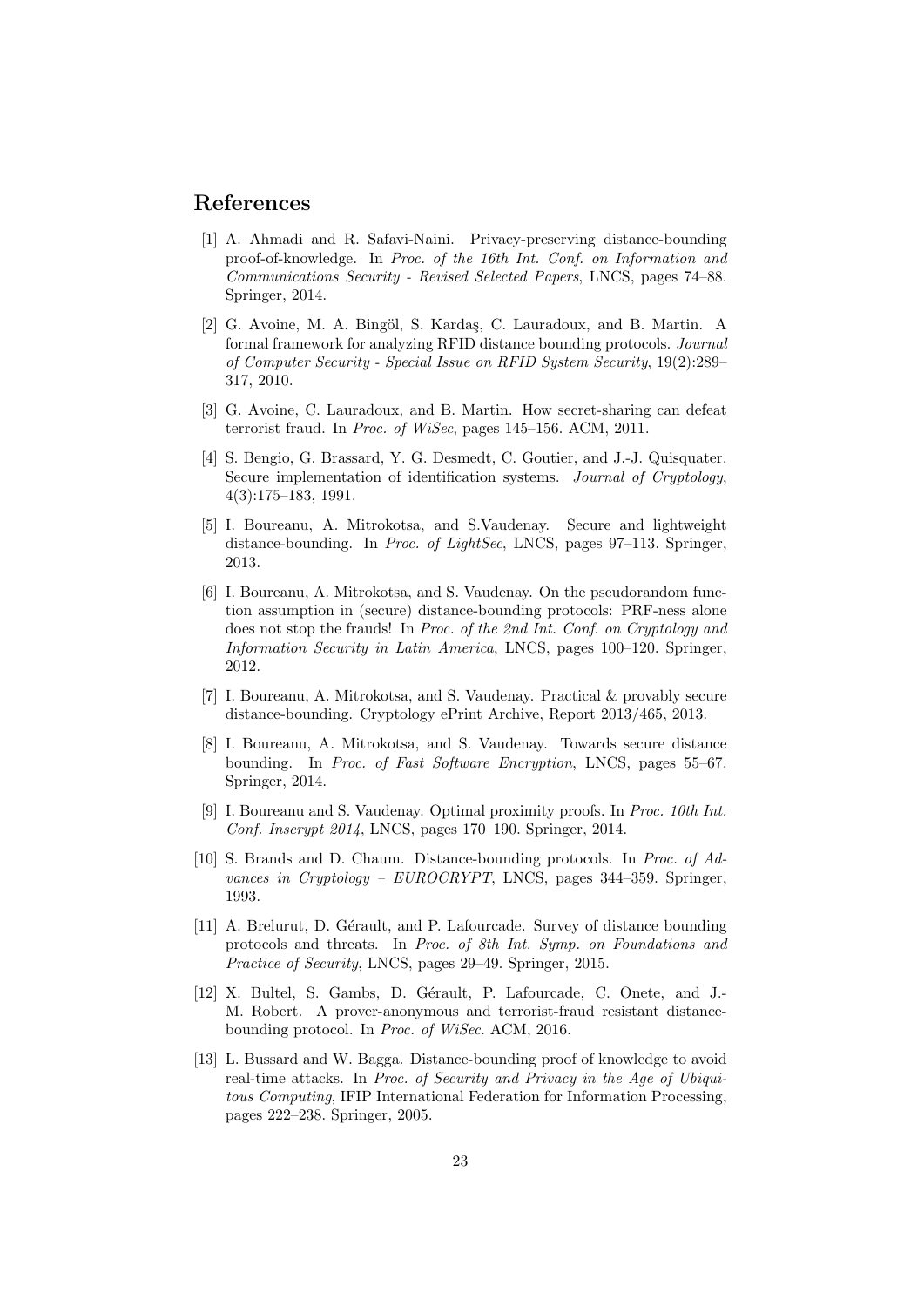## References

[1] A. Ahmadi and R. Safavi-Naini. Privacy-preserving distance-bounding proof-of-knowledge. In *Proc. of the 16th Int. Conf. on Information and Communications Security - Revised Selected Papers*, LNCS, pages 74–88. Springer, 2014.

[2] G. Avoine, M. A. Bingöl, S. Kardaş, C. Lauradoux, and B. Martin. A formal framework for analyzing RFID distance bounding protocols. *Journal of Computer Security - Special Issue on RFID System Security*, 19(2):289–317, 2010.

[3] G. Avoine, C. Lauradoux, and B. Martin. How secret-sharing can defeat terrorist fraud. In *Proc. of WiSec*, pages 145–156. ACM, 2011.

[4] S. Bengio, G. Brassard, Y. G. Desmedt, C. Goutier, and J.-J. Quisquater. Secure implementation of identification systems. *Journal of Cryptology*, 4(3):175–183, 1991.

[5] I. Boureanu, A. Mitrokotsa, and S.Vaudenay. Secure and lightweight distance-bounding. In *Proc. of LightSec*, LNCS, pages 97–113. Springer, 2013.

[6] I. Boureanu, A. Mitrokotsa, and S. Vaudenay. On the pseudorandom function assumption in (secure) distance-bounding protocols: PRF-ness alone does not stop the frauds! In *Proc. of the 2nd Int. Conf. on Cryptology and Information Security in Latin America*, LNCS, pages 100–120. Springer, 2012.

[7] I. Boureanu, A. Mitrokotsa, and S. Vaudenay. Practical & provably secure distance-bounding. Cryptology ePrint Archive, Report 2013/465, 2013.

[8] I. Boureanu, A. Mitrokotsa, and S. Vaudenay. Towards secure distance bounding. In *Proc. of Fast Software Encryption*, LNCS, pages 55–67. Springer, 2014.

[9] I. Boureanu and S. Vaudenay. Optimal proximity proofs. In *Proc. 10th Int. Conf. Inscrypt 2014*, LNCS, pages 170–190. Springer, 2014.

[10] S. Brands and D. Chaum. Distance-bounding protocols. In *Proc. of Advances in Cryptology – EUROCRYPT*, LNCS, pages 344–359. Springer, 1993.

[11] A. Brelurut, D. Gérault, and P. Lafourcade. Survey of distance bounding protocols and threats. In *Proc. of 8th Int. Symp. on Foundations and Practice of Security*, LNCS, pages 29–49. Springer, 2015.

[12] X. Bultel, S. Gambs, D. Gérault, P. Lafourcade, C. Onete, and J.-M. Robert. A prover-anonymous and terrorist-fraud resistant distance-bounding protocol. In *Proc. of WiSec*. ACM, 2016.

[13] L. Bussard and W. Bagga. Distance-bounding proof of knowledge to avoid real-time attacks. In *Proc. of Security and Privacy in the Age of Ubiquitous Computing*, IFIP International Federation for Information Processing, pages 222–238. Springer, 2005.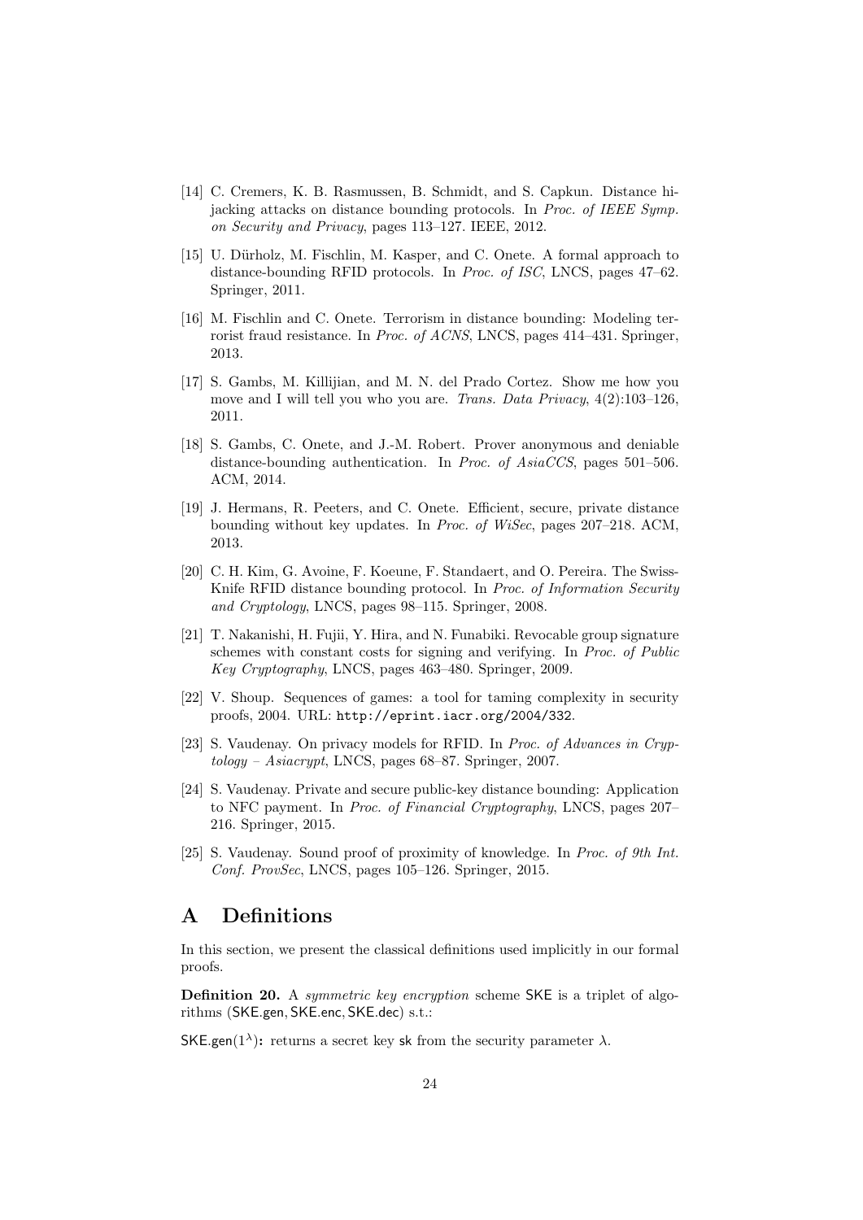[14] C. Cremers, K. B. Rasmussen, B. Schmidt, and S. Capkun. Distance hijacking attacks on distance bounding protocols. In *Proc. of IEEE Symp. on Security and Privacy*, pages 113–127. IEEE, 2012.

[15] U. Dürholz, M. Fischlin, M. Kasper, and C. Onete. A formal approach to distance-bounding RFID protocols. In *Proc. of ISC*, LNCS, pages 47–62. Springer, 2011.

[16] M. Fischlin and C. Onete. Terrorism in distance bounding: Modeling terrorist fraud resistance. In *Proc. of ACNS*, LNCS, pages 414–431. Springer, 2013.

[17] S. Gambs, M. Killijian, and M. N. del Prado Cortez. Show me how you move and I will tell you who you are. *Trans. Data Privacy*, 4(2):103–126, 2011.

[18] S. Gambs, C. Onete, and J.-M. Robert. Prover anonymous and deniable distance-bounding authentication. In *Proc. of AsiaCCS*, pages 501–506. ACM, 2014.

[19] J. Hermans, R. Peeters, and C. Onete. Efficient, secure, private distance bounding without key updates. In *Proc. of WiSec*, pages 207–218. ACM, 2013.

[20] C. H. Kim, G. Avoine, F. Koeune, F. Standaert, and O. Pereira. The Swiss-Knife RFID distance bounding protocol. In *Proc. of Information Security and Cryptology*, LNCS, pages 98–115. Springer, 2008.

[21] T. Nakanishi, H. Fujii, Y. Hira, and N. Funabiki. Revocable group signature schemes with constant costs for signing and verifying. In *Proc. of Public Key Cryptography*, LNCS, pages 463–480. Springer, 2009.

[22] V. Shoup. Sequences of games: a tool for taming complexity in security proofs, 2004. URL: `http://eprint.iacr.org/2004/332`.

[23] S. Vaudenay. On privacy models for RFID. In *Proc. of Advances in Cryptology – Asiacrypt*, LNCS, pages 68–87. Springer, 2007.

[24] S. Vaudenay. Private and secure public-key distance bounding: Application to NFC payment. In *Proc. of Financial Cryptography*, LNCS, pages 207–216. Springer, 2015.

[25] S. Vaudenay. Sound proof of proximity of knowledge. In *Proc. of 9th Int. Conf. ProvSec*, LNCS, pages 105–126. Springer, 2015.

# A Definitions

In this section, we present the classical definitions used implicitly in our formal proofs.

**Definition 20.** A *symmetric key encryption* scheme $\mathsf{SKE}$ is a triplet of algorithms ($\mathsf{SKE.gen}$, $\mathsf{SKE.enc}$, $\mathsf{SKE.dec}$) s.t.:

**$\mathsf{SKE.gen}(1^\lambda)$:** returns a secret key $\mathsf{sk}$ from the security parameter $\lambda$.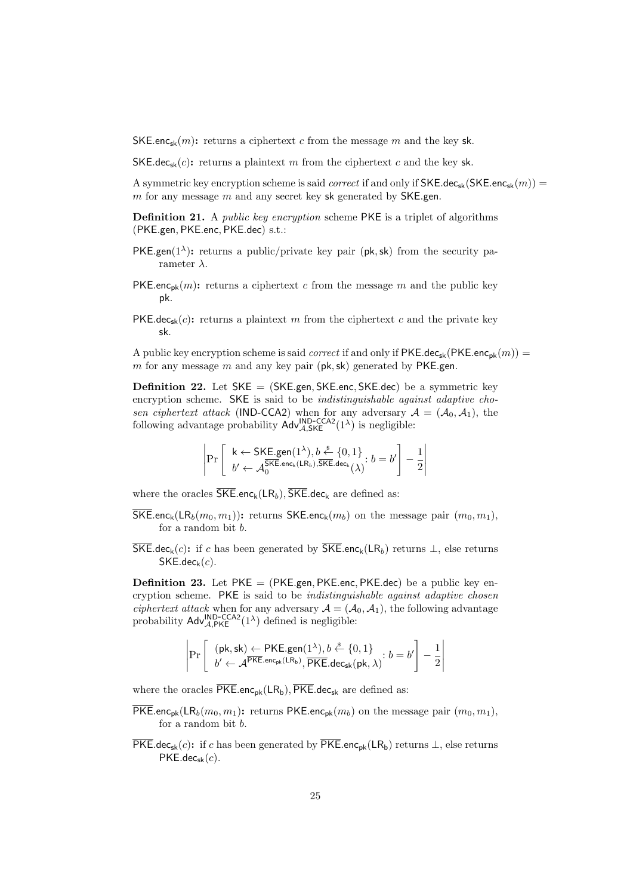$\mathsf{SKE.enc}_{\mathsf{sk}}(m)$**:** returns a ciphertext $c$ from the message $m$ and the key $\mathsf{sk}$.

$\mathsf{SKE.dec}_{\mathsf{sk}}(c)$**:** returns a plaintext $m$ from the ciphertext $c$ and the key $\mathsf{sk}$.

A symmetric key encryption scheme is said *correct* if and only if $\mathsf{SKE.dec}_{\mathsf{sk}}(\mathsf{SKE.enc}_{\mathsf{sk}}(m)) = m$ for any message $m$ and any secret key $\mathsf{sk}$ generated by $\mathsf{SKE.gen}$.

**Definition 21.** A *public key encryption* scheme $\mathsf{PKE}$ is a triplet of algorithms $(\mathsf{PKE.gen}, \mathsf{PKE.enc}, \mathsf{PKE.dec})$ s.t.:

$\mathsf{PKE.gen}(1^\lambda)$**:** returns a public/private key pair $(\mathsf{pk}, \mathsf{sk})$ from the security parameter $\lambda$.

$\mathsf{PKE.enc}_{\mathsf{pk}}(m)$**:** returns a ciphertext $c$ from the message $m$ and the public key $\mathsf{pk}$.

$\mathsf{PKE.dec}_{\mathsf{sk}}(c)$**:** returns a plaintext $m$ from the ciphertext $c$ and the private key $\mathsf{sk}$.

A public key encryption scheme is said *correct* if and only if $\mathsf{PKE.dec}_{\mathsf{sk}}(\mathsf{PKE.enc}_{\mathsf{pk}}(m)) = m$ for any message $m$ and any key pair $(\mathsf{pk}, \mathsf{sk})$ generated by $\mathsf{PKE.gen}$.

**Definition 22.** Let $\mathsf{SKE} = (\mathsf{SKE.gen}, \mathsf{SKE.enc}, \mathsf{SKE.dec})$ be a symmetric key encryption scheme. $\mathsf{SKE}$ is said to be *indistinguishable against adaptive chosen ciphertext attack* (IND-CCA2) when for any adversary $\mathcal{A} = (\mathcal{A}_0, \mathcal{A}_1)$, the following advantage probability $\mathsf{Adv}^{\mathsf{IND\text{-}CCA2}}_{\mathcal{A},\mathsf{SKE}}(1^\lambda)$ is negligible:

$$\left| \Pr\left[ \begin{array}{l} \mathsf{k} \leftarrow \mathsf{SKE.gen}(1^\lambda), b \overset{\$}{\leftarrow} \{0,1\} \\ b' \leftarrow \mathcal{A}_0^{\overline{\mathsf{SKE}}.\mathsf{enc}_{\mathsf{k}}(\mathsf{LR}_b), \overline{\mathsf{SKE}}.\mathsf{dec}_{\mathsf{k}}}(\lambda) \end{array} : b = b' \right] - \frac{1}{2} \right|$$

where the oracles $\overline{\mathsf{SKE}}.\mathsf{enc}_{\mathsf{k}}(\mathsf{LR}_b), \overline{\mathsf{SKE}}.\mathsf{dec}_{\mathsf{k}}$ are defined as:

$\overline{\mathsf{SKE}}.\mathsf{enc}_{\mathsf{k}}(\mathsf{LR}_b(m_0, m_1))$**:** returns $\mathsf{SKE.enc}_{\mathsf{k}}(m_b)$ on the message pair $(m_0, m_1)$, for a random bit $b$.

$\overline{\mathsf{SKE}}.\mathsf{dec}_{\mathsf{k}}(c)$**:** if $c$ has been generated by $\overline{\mathsf{SKE}}.\mathsf{enc}_{\mathsf{k}}(\mathsf{LR}_b)$ returns $\perp$, else returns $\mathsf{SKE.dec}_{\mathsf{k}}(c)$.

**Definition 23.** Let $\mathsf{PKE} = (\mathsf{PKE.gen}, \mathsf{PKE.enc}, \mathsf{PKE.dec})$ be a public key encryption scheme. $\mathsf{PKE}$ is said to be *indistinguishable against adaptive chosen ciphertext attack* when for any adversary $\mathcal{A} = (\mathcal{A}_0, \mathcal{A}_1)$, the following advantage probability $\mathsf{Adv}^{\mathsf{IND\text{-}CCA2}}_{\mathcal{A},\mathsf{PKE}}(1^\lambda)$ defined is negligible:

$$\left| \Pr\left[ \begin{array}{l} (\mathsf{pk}, \mathsf{sk}) \leftarrow \mathsf{PKE.gen}(1^\lambda), b \overset{\$}{\leftarrow} \{0,1\} \\ b' \leftarrow \mathcal{A}^{\overline{\mathsf{PKE}}.\mathsf{enc}_{\mathsf{pk}}(\mathsf{LR}_{\mathsf{b}}), \overline{\mathsf{PKE}}.\mathsf{dec}_{\mathsf{sk}}}(\mathsf{pk}, \lambda) \end{array} : b = b' \right] - \frac{1}{2} \right|$$

where the oracles $\overline{\mathsf{PKE}}.\mathsf{enc}_{\mathsf{pk}}(\mathsf{LR}_{\mathsf{b}}), \overline{\mathsf{PKE}}.\mathsf{dec}_{\mathsf{sk}}$ are defined as:

$\overline{\mathsf{PKE}}.\mathsf{enc}_{\mathsf{pk}}(\mathsf{LR}_b(m_0, m_1)$**:** returns $\mathsf{PKE.enc}_{\mathsf{pk}}(m_b)$ on the message pair $(m_0, m_1)$, for a random bit $b$.

$\overline{\mathsf{PKE}}.\mathsf{dec}_{\mathsf{sk}}(c)$**:** if $c$ has been generated by $\overline{\mathsf{PKE}}.\mathsf{enc}_{\mathsf{pk}}(\mathsf{LR}_{\mathsf{b}})$ returns $\perp$, else returns $\mathsf{PKE.dec}_{\mathsf{sk}}(c)$.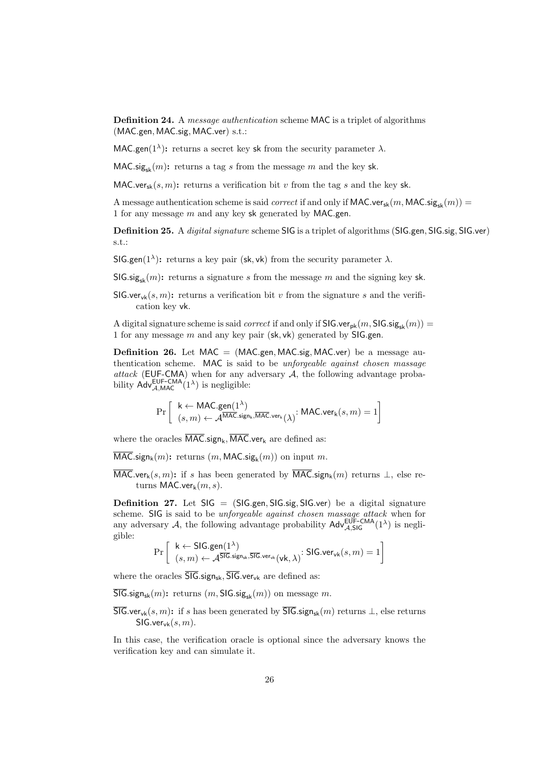**Definition 24.** A *message authentication* scheme $\mathsf{MAC}$ is a triplet of algorithms $(\mathsf{MAC.gen}, \mathsf{MAC.sig}, \mathsf{MAC.ver})$ s.t.:

$\mathsf{MAC.gen}(1^\lambda)$**:** returns a secret key $\mathsf{sk}$ from the security parameter $\lambda$.

$\mathsf{MAC.sig}_{\mathsf{sk}}(m)$**:** returns a tag $s$ from the message $m$ and the key $\mathsf{sk}$.

$\mathsf{MAC.ver}_{\mathsf{sk}}(s, m)$**:** returns a verification bit $v$ from the tag $s$ and the key $\mathsf{sk}$.

A message authentication scheme is said *correct* if and only if $\mathsf{MAC.ver}_{\mathsf{sk}}(m, \mathsf{MAC.sig}_{\mathsf{sk}}(m)) = 1$ for any message $m$ and any key $\mathsf{sk}$ generated by $\mathsf{MAC.gen}$.

**Definition 25.** A *digital signature* scheme $\mathsf{SIG}$ is a triplet of algorithms $(\mathsf{SIG.gen}, \mathsf{SIG.sig}, \mathsf{SIG.ver})$ s.t.:

$\mathsf{SIG.gen}(1^\lambda)$**:** returns a key pair $(\mathsf{sk}, \mathsf{vk})$ from the security parameter $\lambda$.

$\mathsf{SIG.sig}_{\mathsf{sk}}(m)$**:** returns a signature $s$ from the message $m$ and the signing key $\mathsf{sk}$.

$\mathsf{SIG.ver}_{\mathsf{vk}}(s, m)$**:** returns a verification bit $v$ from the signature $s$ and the verification key $\mathsf{vk}$.

A digital signature scheme is said *correct* if and only if $\mathsf{SIG.ver}_{\mathsf{pk}}(m, \mathsf{SIG.sig}_{\mathsf{sk}}(m)) = 1$ for any message $m$ and any key pair $(\mathsf{sk}, \mathsf{vk})$ generated by $\mathsf{SIG.gen}$.

**Definition 26.** Let $\mathsf{MAC} = (\mathsf{MAC.gen}, \mathsf{MAC.sig}, \mathsf{MAC.ver})$ be a message authentication scheme. $\mathsf{MAC}$ is said to be *unforgeable against chosen massage attack* ($\mathsf{EUF\text{-}CMA}$) when for any adversary $\mathcal{A}$, the following advantage probability $\mathsf{Adv}^{\mathsf{EUF\text{-}CMA}}_{\mathcal{A},\mathsf{MAC}}(1^\lambda)$ is negligible:

$$\Pr\left[\begin{array}{l} \mathsf{k} \leftarrow \mathsf{MAC.gen}(1^\lambda) \\ (s, m) \leftarrow \mathcal{A}^{\overline{\mathsf{MAC}}.\mathsf{sign}_{\mathsf{k}}, \overline{\mathsf{MAC}}.\mathsf{ver}_{\mathsf{k}}}(\lambda) \end{array} : \mathsf{MAC.ver}_{\mathsf{k}}(s, m) = 1\right]$$

where the oracles $\overline{\mathsf{MAC}}.\mathsf{sign}_{\mathsf{k}}, \overline{\mathsf{MAC}}.\mathsf{ver}_{\mathsf{k}}$ are defined as:

$\overline{\mathsf{MAC}}.\mathsf{sign}_{\mathsf{k}}(m)$**:** returns $(m, \mathsf{MAC.sig}_{\mathsf{k}}(m))$ on input $m$.

$\overline{\mathsf{MAC}}.\mathsf{ver}_{\mathsf{k}}(s, m)$**:** if $s$ has been generated by $\overline{\mathsf{MAC}}.\mathsf{sign}_{\mathsf{k}}(m)$ returns $\perp$, else returns $\mathsf{MAC.ver}_{\mathsf{k}}(m, s)$.

**Definition 27.** Let $\mathsf{SIG} = (\mathsf{SIG.gen}, \mathsf{SIG.sig}, \mathsf{SIG.ver})$ be a digital signature scheme. $\mathsf{SIG}$ is said to be *unforgeable against chosen massage attack* when for any adversary $\mathcal{A}$, the following advantage probability $\mathsf{Adv}^{\mathsf{EUF\text{-}CMA}}_{\mathcal{A},\mathsf{SIG}}(1^\lambda)$ is negligible:

$$\Pr\left[\begin{array}{l} \mathsf{k} \leftarrow \mathsf{SIG.gen}(1^\lambda) \\ (s, m) \leftarrow \mathcal{A}^{\overline{\mathsf{SIG}}.\mathsf{sign}_{\mathsf{sk}}, \overline{\mathsf{SIG}}.\mathsf{ver}_{\mathsf{vk}}}(\mathsf{vk}, \lambda) \end{array} : \mathsf{SIG.ver}_{\mathsf{vk}}(s, m) = 1\right]$$

where the oracles $\overline{\mathsf{SIG}}.\mathsf{sign}_{\mathsf{sk}}, \overline{\mathsf{SIG}}.\mathsf{ver}_{\mathsf{vk}}$ are defined as:

$\overline{\mathsf{SIG}}.\mathsf{sign}_{\mathsf{sk}}(m)$**:** returns $(m, \mathsf{SIG.sig}_{\mathsf{sk}}(m))$ on message $m$.

$\overline{\mathsf{SIG}}.\mathsf{ver}_{\mathsf{vk}}(s, m)$**:** if $s$ has been generated by $\overline{\mathsf{SIG}}.\mathsf{sign}_{\mathsf{sk}}(m)$ returns $\perp$, else returns $\mathsf{SIG.ver}_{\mathsf{vk}}(s, m)$.

In this case, the verification oracle is optional since the adversary knows the verification key and can simulate it.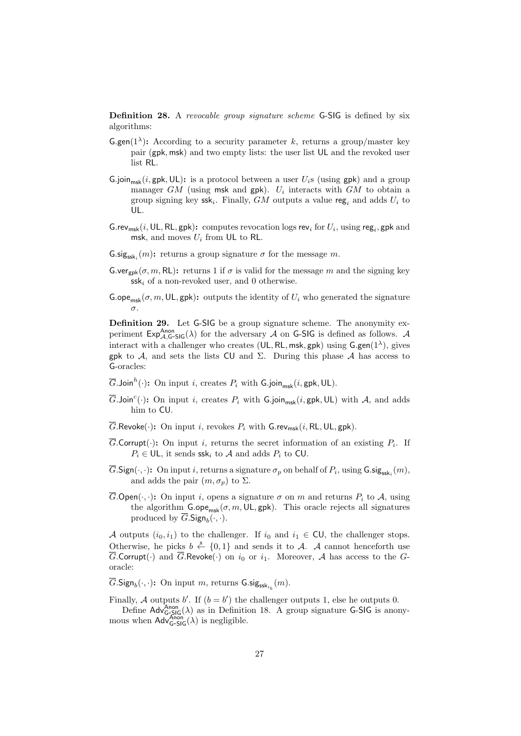**Definition 28.** A *revocable group signature scheme* $\mathsf{G\text{-}SIG}$ is defined by six algorithms:

- $\mathsf{G.gen}(1^\lambda)$**:** According to a security parameter $k$, returns a group/master key pair $(\mathsf{gpk}, \mathsf{msk})$ and two empty lists: the user list $\mathsf{UL}$ and the revoked user list $\mathsf{RL}$.
- $\mathsf{G.join}_{\mathsf{msk}}(i, \mathsf{gpk}, \mathsf{UL})$**:** is a protocol between a user $U_i$s (using $\mathsf{gpk}$) and a group manager $GM$ (using $\mathsf{msk}$ and $\mathsf{gpk}$). $U_i$ interacts with $GM$ to obtain a group signing key $\mathsf{ssk}_i$. Finally, $GM$ outputs a value $\mathsf{reg}_i$ and adds $U_i$ to $\mathsf{UL}$.
- $\mathsf{G.rev}_{\mathsf{msk}}(i, \mathsf{UL}, \mathsf{RL}, \mathsf{gpk})$**:** computes revocation logs $\mathsf{rev}_i$ for $U_i$, using $\mathsf{reg}_i, \mathsf{gpk}$ and $\mathsf{msk}$, and moves $U_i$ from $\mathsf{UL}$ to $\mathsf{RL}$.
- $\mathsf{G.sig}_{\mathsf{ssk}_i}(m)$**:** returns a group signature $\sigma$ for the message $m$.
- $\mathsf{G.ver}_{\mathsf{gpk}}(\sigma, m, \mathsf{RL})$**:** returns 1 if $\sigma$ is valid for the message $m$ and the signing key $\mathsf{ssk}_i$ of a non-revoked user, and 0 otherwise.
- $\mathsf{G.ope}_{\mathsf{msk}}(\sigma, m, \mathsf{UL}, \mathsf{gpk})$**:** outputs the identity of $U_i$ who generated the signature $\sigma$.

**Definition 29.** Let $\mathsf{G\text{-}SIG}$ be a group signature scheme. The anonymity experiment $\mathsf{Exp}^{\mathsf{Anon}}_{\mathcal{A},\mathsf{G\text{-}SIG}}(\lambda)$ for the adversary $\mathcal{A}$ on $\mathsf{G\text{-}SIG}$ is defined as follows. $\mathcal{A}$ interact with a challenger who creates $(\mathsf{UL}, \mathsf{RL}, \mathsf{msk}, \mathsf{gpk})$ using $\mathsf{G.gen}(1^\lambda)$, gives $\mathsf{gpk}$ to $\mathcal{A}$, and sets the lists $\mathsf{CU}$ and $\Sigma$. During this phase $\mathcal{A}$ has access to G-oracles:

- $\overline{G}.\mathsf{Join}^h(\cdot)$**:** On input $i$, creates $P_i$ with $\mathsf{G.join}_{\mathsf{msk}}(i, \mathsf{gpk}, \mathsf{UL})$.
- $\overline{G}.\mathsf{Join}^c(\cdot)$**:** On input $i$, creates $P_i$ with $\mathsf{G.join}_{\mathsf{msk}}(i, \mathsf{gpk}, \mathsf{UL})$ with $\mathcal{A}$, and adds him to $\mathsf{CU}$.
- $\overline{G}.\mathsf{Revoke}(\cdot)$**:** On input $i$, revokes $P_i$ with $\mathsf{G.rev}_{\mathsf{msk}}(i, \mathsf{RL}, \mathsf{UL}, \mathsf{gpk})$.
- $\overline{G}.\mathsf{Corrupt}(\cdot)$**:** On input $i$, returns the secret information of an existing $P_i$. If $P_i \in \mathsf{UL}$, it sends $\mathsf{ssk}_i$ to $\mathcal{A}$ and adds $P_i$ to $\mathsf{CU}$.
- $\overline{G}.\mathsf{Sign}(\cdot,\cdot)$**:** On input $i$, returns a signature $\sigma_p$ on behalf of $P_i$, using $\mathsf{G.sig}_{\mathsf{ssk}_i}(m)$, and adds the pair $(m, \sigma_p)$ to $\Sigma$.
- $\overline{G}.\mathsf{Open}(\cdot,\cdot)$**:** On input $i$, opens a signature $\sigma$ on $m$ and returns $P_i$ to $\mathcal{A}$, using the algorithm $\mathsf{G.ope}_{\mathsf{msk}}(\sigma, m, \mathsf{UL}, \mathsf{gpk})$. This oracle rejects all signatures produced by $\overline{G}.\mathsf{Sign}_b(\cdot,\cdot)$.

$\mathcal{A}$ outputs $(i_0, i_1)$ to the challenger. If $i_0$ and $i_1 \in \mathsf{CU}$, the challenger stops. Otherwise, he picks $b \xleftarrow{\$} \{0,1\}$ and sends it to $\mathcal{A}$. $\mathcal{A}$ cannot henceforth use $\overline{G}.\mathsf{Corrupt}(\cdot)$ and $\overline{G}.\mathsf{Revoke}(\cdot)$ on $i_0$ or $i_1$. Moreover, $\mathcal{A}$ has access to the $G$-oracle:

- $\overline{G}.\mathsf{Sign}_b(\cdot,\cdot)$**:** On input $m$, returns $\mathsf{G.sig}_{\mathsf{ssk}_{i_b}}(m)$.

Finally, $\mathcal{A}$ outputs $b'$. If $(b = b')$ the challenger outputs 1, else he outputs 0.

Define $\mathsf{Adv}^{\mathsf{Anon}}_{\mathsf{G\text{-}SIG}}(\lambda)$ as in Definition 18. A group signature $\mathsf{G\text{-}SIG}$ is anonymous when $\mathsf{Adv}^{\mathsf{Anon}}_{\mathsf{G\text{-}SIG}}(\lambda)$ is negligible.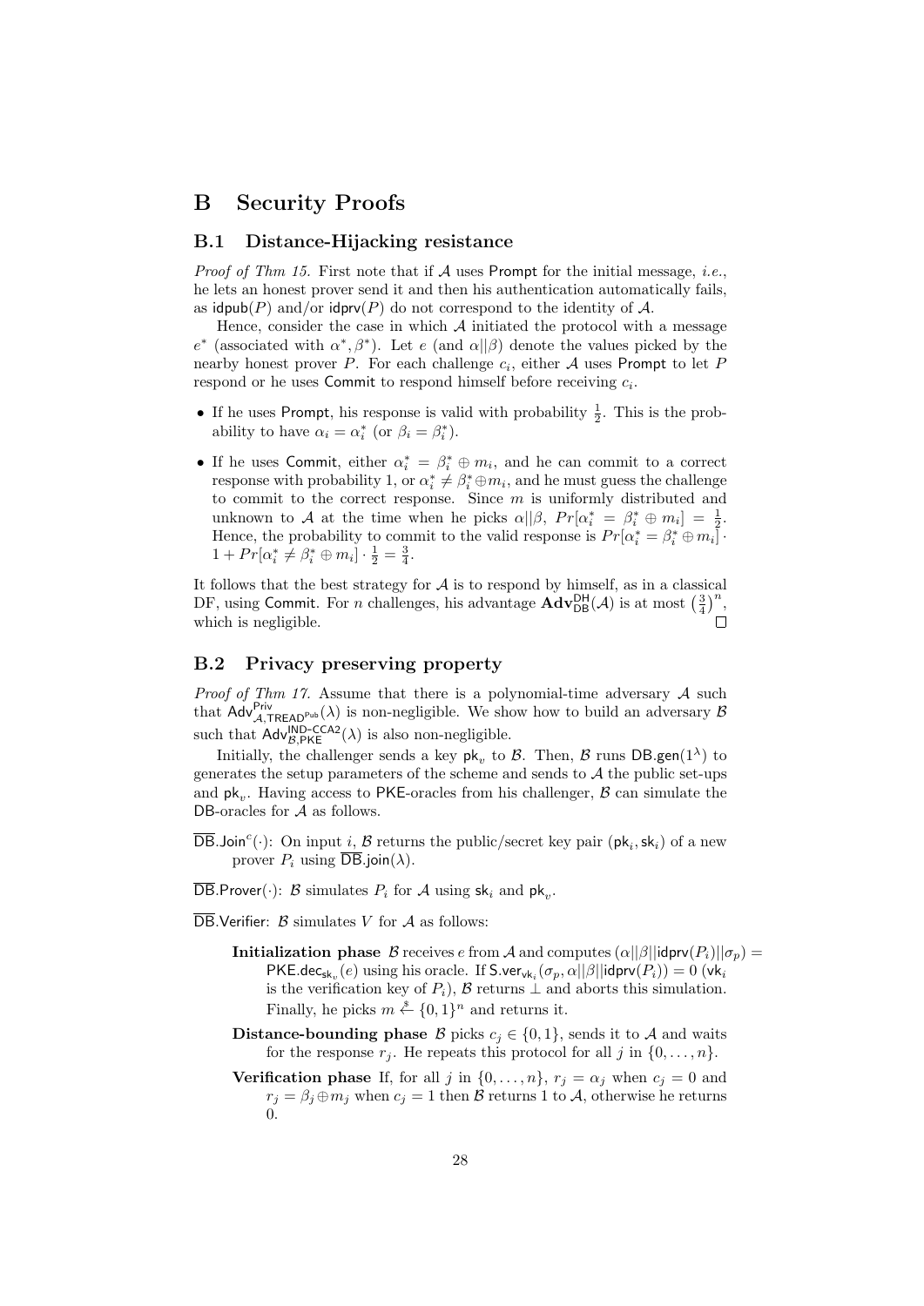# B Security Proofs

## B.1 Distance-Hijacking resistance

*Proof of Thm 15.* First note that if $\mathcal{A}$ uses Prompt for the initial message, *i.e.*, he lets an honest prover send it and then his authentication automatically fails, as $\mathsf{idpub}(P)$ and/or $\mathsf{idprv}(P)$ do not correspond to the identity of $\mathcal{A}$.

Hence, consider the case in which $\mathcal{A}$ initiated the protocol with a message $e^*$ (associated with $\alpha^*, \beta^*$). Let $e$ (and $\alpha||\beta$) denote the values picked by the nearby honest prover $P$. For each challenge $c_i$, either $\mathcal{A}$ uses Prompt to let $P$ respond or he uses Commit to respond himself before receiving $c_i$.

- If he uses Prompt, his response is valid with probability $\frac{1}{2}$. This is the probability to have $\alpha_i = \alpha_i^*$ (or $\beta_i = \beta_i^*$).
- If he uses Commit, either $\alpha_i^* = \beta_i^* \oplus m_i$, and he can commit to a correct response with probability 1, or $\alpha_i^* \neq \beta_i^* \oplus m_i$, and he must guess the challenge to commit to the correct response. Since $m$ is uniformly distributed and unknown to $\mathcal{A}$ at the time when he picks $\alpha||\beta$, $Pr[\alpha_i^* = \beta_i^* \oplus m_i] = \frac{1}{2}$. Hence, the probability to commit to the valid response is $Pr[\alpha_i^* = \beta_i^* \oplus m_i] \cdot 1 + Pr[\alpha_i^* \neq \beta_i^* \oplus m_i] \cdot \frac{1}{2} = \frac{3}{4}$.

It follows that the best strategy for $\mathcal{A}$ is to respond by himself, as in a classical DF, using Commit. For $n$ challenges, his advantage $\mathbf{Adv}_{\mathsf{DB}}^{\mathsf{DH}}(\mathcal{A})$ is at most $\left(\frac{3}{4}\right)^n$, which is negligible. □

## B.2 Privacy preserving property

*Proof of Thm 17.* Assume that there is a polynomial-time adversary $\mathcal{A}$ such that $\mathsf{Adv}_{\mathcal{A},\mathsf{TREAD}^{\mathsf{Pub}}}^{\mathsf{Priv}}(\lambda)$ is non-negligible. We show how to build an adversary $\mathcal{B}$ such that $\mathsf{Adv}_{\mathcal{B},\mathsf{PKE}}^{\mathsf{IND\text{-}CCA2}}(\lambda)$ is also non-negligible.

Initially, the challenger sends a key $\mathsf{pk}_v$ to $\mathcal{B}$. Then, $\mathcal{B}$ runs $\mathsf{DB.gen}(1^\lambda)$ to generates the setup parameters of the scheme and sends to $\mathcal{A}$ the public set-ups and $\mathsf{pk}_v$. Having access to PKE-oracles from his challenger, $\mathcal{B}$ can simulate the DB-oracles for $\mathcal{A}$ as follows.

$\overline{\mathsf{DB}}.\mathsf{Join}^c(\cdot)$: On input $i$, $\mathcal{B}$ returns the public/secret key pair $(\mathsf{pk}_i, \mathsf{sk}_i)$ of a new prover $P_i$ using $\overline{\mathsf{DB}}.\mathsf{join}(\lambda)$.

$\overline{\mathsf{DB}}.\mathsf{Prover}(\cdot)$: $\mathcal{B}$ simulates $P_i$ for $\mathcal{A}$ using $\mathsf{sk}_i$ and $\mathsf{pk}_v$.

$\overline{\mathsf{DB}}.\mathsf{Verifier}$: $\mathcal{B}$ simulates $V$ for $\mathcal{A}$ as follows:

**Initialization phase** $\mathcal{B}$ receives $e$ from $\mathcal{A}$ and computes $(\alpha||\beta||\mathsf{idprv}(P_i)||\sigma_p) = \mathsf{PKE.dec}_{\mathsf{sk}_v}(e)$ using his oracle. If $\mathsf{S.ver}_{\mathsf{vk}_i}(\sigma_p, \alpha||\beta||\mathsf{idprv}(P_i)) = 0$ ($\mathsf{vk}_i$ is the verification key of $P_i$), $\mathcal{B}$ returns $\perp$ and aborts this simulation. Finally, he picks $m \xleftarrow{\$} \{0,1\}^n$ and returns it.

**Distance-bounding phase** $\mathcal{B}$ picks $c_j \in \{0,1\}$, sends it to $\mathcal{A}$ and waits for the response $r_j$. He repeats this protocol for all $j$ in $\{0, \ldots, n\}$.

**Verification phase** If, for all $j$ in $\{0, \ldots, n\}$, $r_j = \alpha_j$ when $c_j = 0$ and $r_j = \beta_j \oplus m_j$ when $c_j = 1$ then $\mathcal{B}$ returns 1 to $\mathcal{A}$, otherwise he returns 0.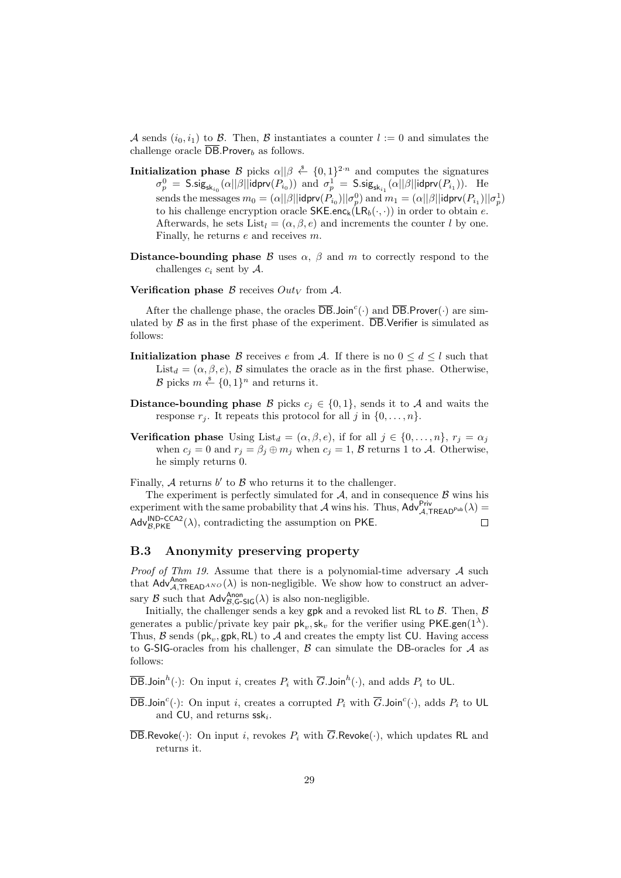$\mathcal{A}$ sends $(i_0, i_1)$ to $\mathcal{B}$. Then, $\mathcal{B}$ instantiates a counter $l := 0$ and simulates the challenge oracle $\overline{\mathsf{DB}}.\mathsf{Prover}_b$ as follows.

**Initialization phase** $\mathcal{B}$ picks $\alpha || \beta \xleftarrow{\$} \{0,1\}^{2 \cdot n}$ and computes the signatures $\sigma_p^0 = \mathsf{S.sig}_{\mathsf{sk}_{i_0}}(\alpha || \beta || \mathsf{idprv}(P_{i_0}))$ and $\sigma_p^1 = \mathsf{S.sig}_{\mathsf{sk}_{i_1}}(\alpha || \beta || \mathsf{idprv}(P_{i_1}))$. He sends the messages $m_0 = (\alpha || \beta || \mathsf{idprv}(P_{i_0}) || \sigma_p^0)$ and $m_1 = (\alpha || \beta || \mathsf{idprv}(P_{i_1}) || \sigma_p^1)$ to his challenge encryption oracle $\mathsf{SKE.enc_k}(\mathsf{LR}_b(\cdot, \cdot))$ in order to obtain $e$. Afterwards, he sets $\mathrm{List}_l = (\alpha, \beta, e)$ and increments the counter $l$ by one. Finally, he returns $e$ and receives $m$.

**Distance-bounding phase** $\mathcal{B}$ uses $\alpha$, $\beta$ and $m$ to correctly respond to the challenges $c_i$ sent by $\mathcal{A}$.

**Verification phase** $\mathcal{B}$ receives $Out_V$ from $\mathcal{A}$.

After the challenge phase, the oracles $\overline{\mathsf{DB}}.\mathsf{Join}^c(\cdot)$ and $\overline{\mathsf{DB}}.\mathsf{Prover}(\cdot)$ are simulated by $\mathcal{B}$ as in the first phase of the experiment. $\overline{\mathsf{DB}}.\mathsf{Verifier}$ is simulated as follows:

**Initialization phase** $\mathcal{B}$ receives $e$ from $\mathcal{A}$. If there is no $0 \leq d \leq l$ such that $\mathrm{List}_d = (\alpha, \beta, e)$, $\mathcal{B}$ simulates the oracle as in the first phase. Otherwise, $\mathcal{B}$ picks $m \xleftarrow{\$} \{0,1\}^n$ and returns it.

**Distance-bounding phase** $\mathcal{B}$ picks $c_j \in \{0,1\}$, sends it to $\mathcal{A}$ and waits the response $r_j$. It repeats this protocol for all $j$ in $\{0, \ldots, n\}$.

**Verification phase** Using $\mathrm{List}_d = (\alpha, \beta, e)$, if for all $j \in \{0, \ldots, n\}$, $r_j = \alpha_j$ when $c_j = 0$ and $r_j = \beta_j \oplus m_j$ when $c_j = 1$, $\mathcal{B}$ returns 1 to $\mathcal{A}$. Otherwise, he simply returns 0.

Finally, $\mathcal{A}$ returns $b'$ to $\mathcal{B}$ who returns it to the challenger.

The experiment is perfectly simulated for $\mathcal{A}$, and in consequence $\mathcal{B}$ wins his experiment with the same probability that $\mathcal{A}$ wins his. Thus, $\mathsf{Adv}^{\mathsf{Priv}}_{\mathcal{A},\mathsf{TREAD}^{\mathsf{Pub}}}(\lambda) = \mathsf{Adv}^{\mathsf{IND\text{-}CCA2}}_{\mathcal{B},\mathsf{PKE}}(\lambda)$, contradicting the assumption on $\mathsf{PKE}$. $\square$

### B.3 Anonymity preserving property

*Proof of Thm 19.* Assume that there is a polynomial-time adversary $\mathcal{A}$ such that $\mathsf{Adv}^{\mathsf{Anon}}_{\mathcal{A},\mathsf{TREAD}^{ANO}}(\lambda)$ is non-negligible. We show how to construct an adversary $\mathcal{B}$ such that $\mathsf{Adv}^{\mathsf{Anon}}_{\mathcal{B},\mathsf{G\text{-}SIG}}(\lambda)$ is also non-negligible.

Initially, the challenger sends a key $\mathsf{gpk}$ and a revoked list $\mathsf{RL}$ to $\mathcal{B}$. Then, $\mathcal{B}$ generates a public/private key pair $\mathsf{pk}_v, \mathsf{sk}_v$ for the verifier using $\mathsf{PKE.gen}(1^\lambda)$. Thus, $\mathcal{B}$ sends $(\mathsf{pk}_v, \mathsf{gpk}, \mathsf{RL})$ to $\mathcal{A}$ and creates the empty list $\mathsf{CU}$. Having access to $\mathsf{G\text{-}SIG}$-oracles from his challenger, $\mathcal{B}$ can simulate the DB-oracles for $\mathcal{A}$ as follows:

$\overline{\mathsf{DB}}.\mathsf{Join}^h(\cdot)$: On input $i$, creates $P_i$ with $\overline{G}.\mathsf{Join}^h(\cdot)$, and adds $P_i$ to $\mathsf{UL}$.

$\overline{\mathsf{DB}}.\mathsf{Join}^c(\cdot)$: On input $i$, creates a corrupted $P_i$ with $\overline{G}.\mathsf{Join}^c(\cdot)$, adds $P_i$ to $\mathsf{UL}$ and $\mathsf{CU}$, and returns $\mathsf{ssk}_i$.

$\overline{\mathsf{DB}}.\mathsf{Revoke}(\cdot)$: On input $i$, revokes $P_i$ with $\overline{G}.\mathsf{Revoke}(\cdot)$, which updates $\mathsf{RL}$ and returns it.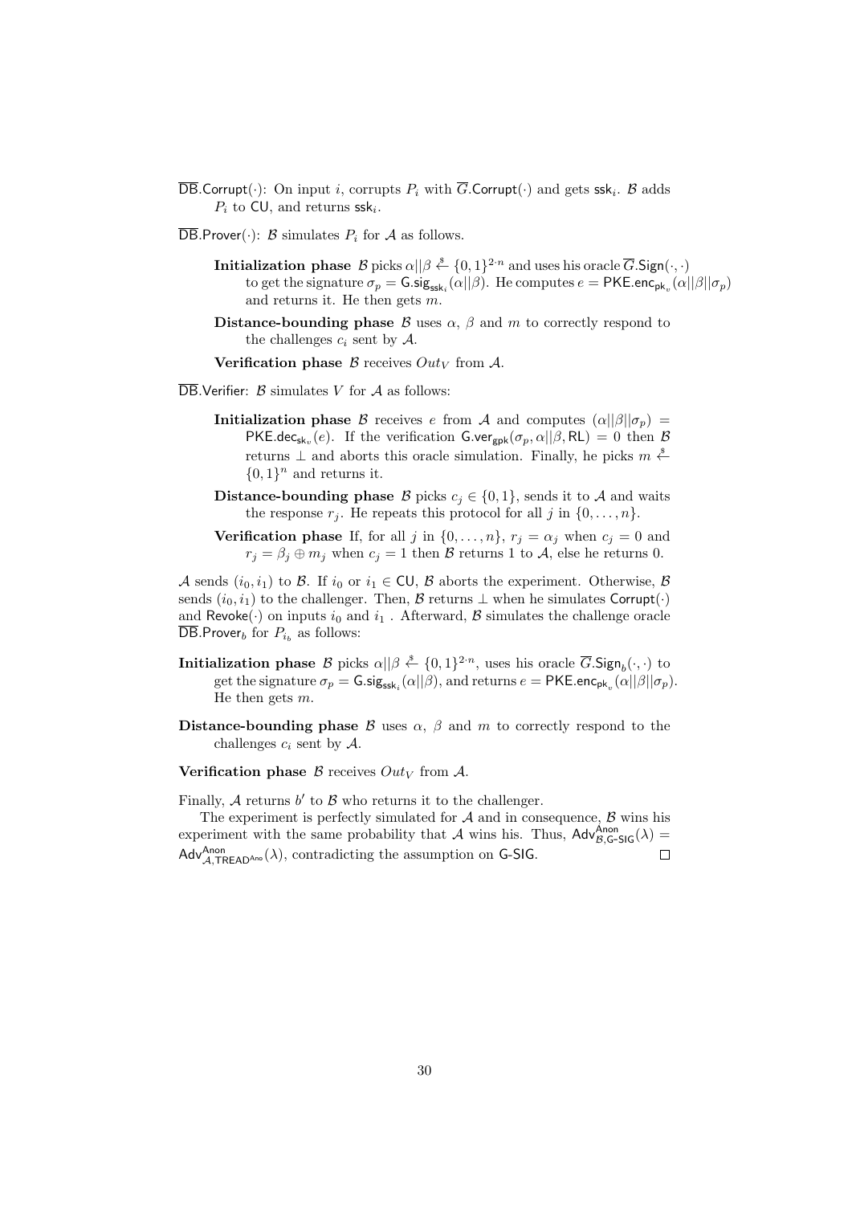$\overline{\mathsf{DB}}.\mathsf{Corrupt}(\cdot)$: On input $i$, corrupts $P_i$ with $\overline{G}.\mathsf{Corrupt}(\cdot)$ and gets $\mathsf{ssk}_i$. $\mathcal{B}$ adds $P_i$ to $\mathsf{CU}$, and returns $\mathsf{ssk}_i$.

$\overline{\mathsf{DB}}.\mathsf{Prover}(\cdot)$: $\mathcal{B}$ simulates $P_i$ for $\mathcal{A}$ as follows.

**Initialization phase** $\mathcal{B}$ picks $\alpha||\beta \xleftarrow{\$} \{0,1\}^{2\cdot n}$ and uses his oracle $\overline{G}.\mathsf{Sign}(\cdot,\cdot)$ to get the signature $\sigma_p = \mathsf{G.sig}_{\mathsf{ssk}_i}(\alpha||\beta)$. He computes $e = \mathsf{PKE.enc}_{\mathsf{pk}_v}(\alpha||\beta||\sigma_p)$ and returns it. He then gets $m$.

**Distance-bounding phase** $\mathcal{B}$ uses $\alpha$, $\beta$ and $m$ to correctly respond to the challenges $c_i$ sent by $\mathcal{A}$.

**Verification phase** $\mathcal{B}$ receives $Out_V$ from $\mathcal{A}$.

$\overline{\mathsf{DB}}.\mathsf{Verifier}$: $\mathcal{B}$ simulates $V$ for $\mathcal{A}$ as follows:

**Initialization phase** $\mathcal{B}$ receives $e$ from $\mathcal{A}$ and computes $(\alpha||\beta||\sigma_p) = \mathsf{PKE.dec}_{\mathsf{sk}_v}(e)$. If the verification $\mathsf{G.ver}_{\mathsf{gpk}}(\sigma_p, \alpha||\beta, \mathsf{RL}) = 0$ then $\mathcal{B}$ returns $\perp$ and aborts this oracle simulation. Finally, he picks $m \xleftarrow{\$} \{0,1\}^n$ and returns it.

**Distance-bounding phase** $\mathcal{B}$ picks $c_j \in \{0,1\}$, sends it to $\mathcal{A}$ and waits the response $r_j$. He repeats this protocol for all $j$ in $\{0,\ldots,n\}$.

**Verification phase** If, for all $j$ in $\{0,\ldots,n\}$, $r_j = \alpha_j$ when $c_j = 0$ and $r_j = \beta_j \oplus m_j$ when $c_j = 1$ then $\mathcal{B}$ returns 1 to $\mathcal{A}$, else he returns 0.

$\mathcal{A}$ sends $(i_0, i_1)$ to $\mathcal{B}$. If $i_0$ or $i_1 \in \mathsf{CU}$, $\mathcal{B}$ aborts the experiment. Otherwise, $\mathcal{B}$ sends $(i_0, i_1)$ to the challenger. Then, $\mathcal{B}$ returns $\perp$ when he simulates $\mathsf{Corrupt}(\cdot)$ and $\mathsf{Revoke}(\cdot)$ on inputs $i_0$ and $i_1$ . Afterward, $\mathcal{B}$ simulates the challenge oracle $\overline{\mathsf{DB}}.\mathsf{Prover}_b$ for $P_{i_b}$ as follows:

**Initialization phase** $\mathcal{B}$ picks $\alpha||\beta \xleftarrow{\$} \{0,1\}^{2\cdot n}$, uses his oracle $\overline{G}.\mathsf{Sign}_b(\cdot,\cdot)$ to get the signature $\sigma_p = \mathsf{G.sig}_{\mathsf{ssk}_i}(\alpha||\beta)$, and returns $e = \mathsf{PKE.enc}_{\mathsf{pk}_v}(\alpha||\beta||\sigma_p)$. He then gets $m$.

**Distance-bounding phase** $\mathcal{B}$ uses $\alpha$, $\beta$ and $m$ to correctly respond to the challenges $c_i$ sent by $\mathcal{A}$.

**Verification phase** $\mathcal{B}$ receives $Out_V$ from $\mathcal{A}$.

Finally, $\mathcal{A}$ returns $b'$ to $\mathcal{B}$ who returns it to the challenger.

The experiment is perfectly simulated for $\mathcal{A}$ and in consequence, $\mathcal{B}$ wins his experiment with the same probability that $\mathcal{A}$ wins his. Thus, $\mathsf{Adv}^{\mathsf{Anon}}_{\mathcal{B},\mathsf{G\text{-}SIG}}(\lambda) = \mathsf{Adv}^{\mathsf{Anon}}_{\mathcal{A},\mathsf{TREAD}^{\mathsf{Ano}}}(\lambda)$, contradicting the assumption on G-SIG. $\square$